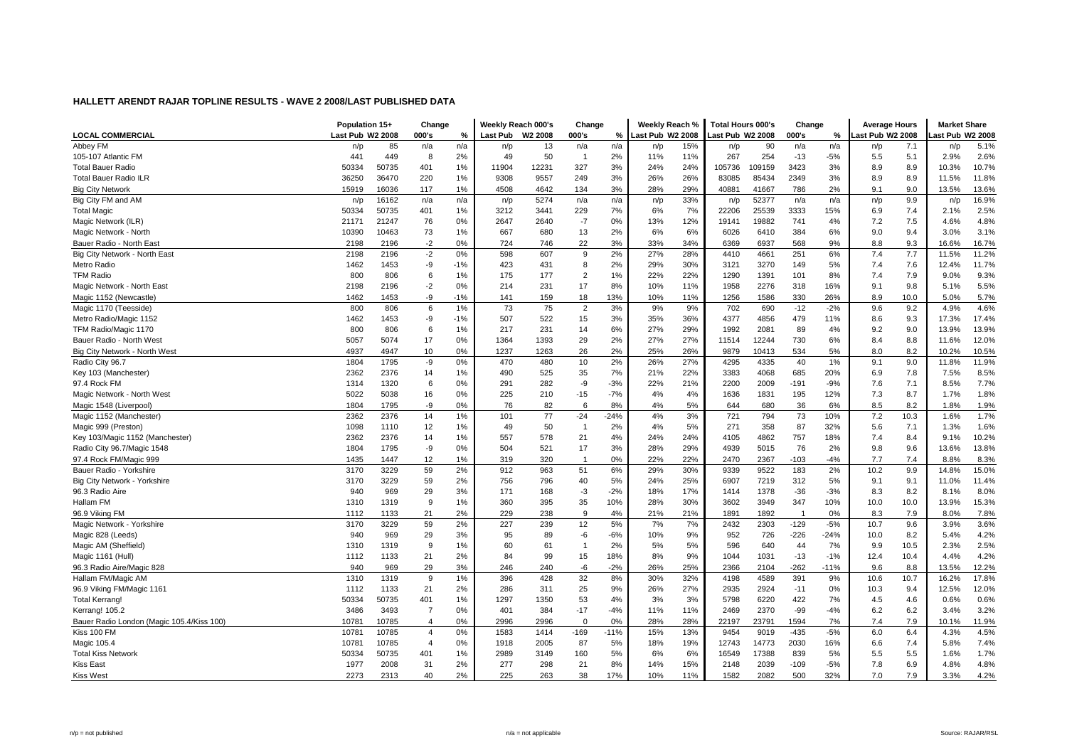# HALLETT ARENDT RAJAR TOPLINE RESULTS - WAVE 2 2008/LAST PUBLISHED DATA

| LOCAL COMMERCIAL | Population 15+ | | Change | | Weekly Reach 000's | | Change | | Weekly Reach % | | Total Hours 000's | | Change | | Average Hours | | Market Share | |
|---|---|---|---|---|---|---|---|---|---|---|---|---|---|---|---|---|---|---|
| | Last Pub | W2 2008 | 000's | % | Last Pub | W2 2008 | 000's | % | Last Pub | W2 2008 | Last Pub | W2 2008 | 000's | % | Last Pub | W2 2008 | Last Pub | W2 2008 |
| Abbey FM | n/p | 85 | n/a | n/a | n/p | 13 | n/a | n/a | n/p | 15% | n/p | 90 | n/a | n/a | n/p | 7.1 | n/p | 5.1% |
| 105-107 Atlantic FM | 441 | 449 | 8 | 2% | 49 | 50 | 1 | 2% | 11% | 11% | 267 | 254 | -13 | -5% | 5.5 | 5.1 | 2.9% | 2.6% |
| Total Bauer Radio | 50334 | 50735 | 401 | 1% | 11904 | 12231 | 327 | 3% | 24% | 24% | 105736 | 109159 | 3423 | 3% | 8.9 | 8.9 | 10.3% | 10.7% |
| Total Bauer Radio ILR | 36250 | 36470 | 220 | 1% | 9308 | 9557 | 249 | 3% | 26% | 26% | 83085 | 85434 | 2349 | 3% | 8.9 | 8.9 | 11.5% | 11.8% |
| Big City Network | 15919 | 16036 | 117 | 1% | 4508 | 4642 | 134 | 3% | 28% | 29% | 40881 | 41667 | 786 | 2% | 9.1 | 9.0 | 13.5% | 13.6% |
| Big City FM and AM | n/p | 16162 | n/a | n/a | n/p | 5274 | n/a | n/a | n/p | 33% | n/p | 52377 | n/a | n/a | n/p | 9.9 | n/p | 16.9% |
| Total Magic | 50334 | 50735 | 401 | 1% | 3212 | 3441 | 229 | 7% | 6% | 7% | 22206 | 25539 | 3333 | 15% | 6.9 | 7.4 | 2.1% | 2.5% |
| Magic Network (ILR) | 21171 | 21247 | 76 | 0% | 2647 | 2640 | -7 | 0% | 13% | 12% | 19141 | 19882 | 741 | 4% | 7.2 | 7.5 | 4.6% | 4.8% |
| Magic Network - North | 10390 | 10463 | 73 | 1% | 667 | 680 | 13 | 2% | 6% | 6% | 6026 | 6410 | 384 | 6% | 9.0 | 9.4 | 3.0% | 3.1% |
| Bauer Radio - North East | 2198 | 2196 | -2 | 0% | 724 | 746 | 22 | 3% | 33% | 34% | 6369 | 6937 | 568 | 9% | 8.8 | 9.3 | 16.6% | 16.7% |
| Big City Network - North East | 2198 | 2196 | -2 | 0% | 598 | 607 | 9 | 2% | 27% | 28% | 4410 | 4661 | 251 | 6% | 7.4 | 7.7 | 11.5% | 11.2% |
| Metro Radio | 1462 | 1453 | -9 | -1% | 423 | 431 | 8 | 2% | 29% | 30% | 3121 | 3270 | 149 | 5% | 7.4 | 7.6 | 12.4% | 11.7% |
| TFM Radio | 800 | 806 | 6 | 1% | 175 | 177 | 2 | 1% | 22% | 22% | 1290 | 1391 | 101 | 8% | 7.4 | 7.9 | 9.0% | 9.3% |
| Magic Network - North East | 2198 | 2196 | -2 | 0% | 214 | 231 | 17 | 8% | 10% | 11% | 1958 | 2276 | 318 | 16% | 9.1 | 9.8 | 5.1% | 5.5% |
| Magic 1152 (Newcastle) | 1462 | 1453 | -9 | -1% | 141 | 159 | 18 | 13% | 10% | 11% | 1256 | 1586 | 330 | 26% | 8.9 | 10.0 | 5.0% | 5.7% |
| Magic 1170 (Teesside) | 800 | 806 | 6 | 1% | 73 | 75 | 2 | 3% | 9% | 9% | 702 | 690 | -12 | -2% | 9.6 | 9.2 | 4.9% | 4.6% |
| Metro Radio/Magic 1152 | 1462 | 1453 | -9 | -1% | 507 | 522 | 15 | 3% | 35% | 36% | 4377 | 4856 | 479 | 11% | 8.6 | 9.3 | 17.3% | 17.4% |
| TFM Radio/Magic 1170 | 800 | 806 | 6 | 1% | 217 | 231 | 14 | 6% | 27% | 29% | 1992 | 2081 | 89 | 4% | 9.2 | 9.0 | 13.9% | 13.9% |
| Bauer Radio - North West | 5057 | 5074 | 17 | 0% | 1364 | 1393 | 29 | 2% | 27% | 27% | 11514 | 12244 | 730 | 6% | 8.4 | 8.8 | 11.6% | 12.0% |
| Big City Network - North West | 4937 | 4947 | 10 | 0% | 1237 | 1263 | 26 | 2% | 25% | 26% | 9879 | 10413 | 534 | 5% | 8.0 | 8.2 | 10.2% | 10.5% |
| Radio City 96.7 | 1804 | 1795 | -9 | 0% | 470 | 480 | 10 | 2% | 26% | 27% | 4295 | 4335 | 40 | 1% | 9.1 | 9.0 | 11.8% | 11.9% |
| Key 103 (Manchester) | 2362 | 2376 | 14 | 1% | 490 | 525 | 35 | 7% | 21% | 22% | 3383 | 4068 | 685 | 20% | 6.9 | 7.8 | 7.5% | 8.5% |
| 97.4 Rock FM | 1314 | 1320 | 6 | 0% | 291 | 282 | -9 | -3% | 22% | 21% | 2200 | 2009 | -191 | -9% | 7.6 | 7.1 | 8.5% | 7.7% |
| Magic Network - North West | 5022 | 5038 | 16 | 0% | 225 | 210 | -15 | -7% | 4% | 4% | 1636 | 1831 | 195 | 12% | 7.3 | 8.7 | 1.7% | 1.8% |
| Magic 1548 (Liverpool) | 1804 | 1795 | -9 | 0% | 76 | 82 | 6 | 8% | 4% | 5% | 644 | 680 | 36 | 6% | 8.5 | 8.2 | 1.8% | 1.9% |
| Magic 1152 (Manchester) | 2362 | 2376 | 14 | 1% | 101 | 77 | -24 | -24% | 4% | 3% | 721 | 794 | 73 | 10% | 7.2 | 10.3 | 1.6% | 1.7% |
| Magic 999 (Preston) | 1098 | 1110 | 12 | 1% | 49 | 50 | 1 | 2% | 4% | 5% | 271 | 358 | 87 | 32% | 5.6 | 7.1 | 1.3% | 1.6% |
| Key 103/Magic 1152 (Manchester) | 2362 | 2376 | 14 | 1% | 557 | 578 | 21 | 4% | 24% | 24% | 4105 | 4862 | 757 | 18% | 7.4 | 8.4 | 9.1% | 10.2% |
| Radio City 96.7/Magic 1548 | 1804 | 1795 | -9 | 0% | 504 | 521 | 17 | 3% | 28% | 29% | 4939 | 5015 | 76 | 2% | 9.8 | 9.6 | 13.6% | 13.8% |
| 97.4 Rock FM/Magic 999 | 1435 | 1447 | 12 | 1% | 319 | 320 | 1 | 0% | 22% | 22% | 2470 | 2367 | -103 | -4% | 7.7 | 7.4 | 8.8% | 8.3% |
| Bauer Radio - Yorkshire | 3170 | 3229 | 59 | 2% | 912 | 963 | 51 | 6% | 29% | 30% | 9339 | 9522 | 183 | 2% | 10.2 | 9.9 | 14.8% | 15.0% |
| Big City Network - Yorkshire | 3170 | 3229 | 59 | 2% | 756 | 796 | 40 | 5% | 24% | 25% | 6907 | 7219 | 312 | 5% | 9.1 | 9.1 | 11.0% | 11.4% |
| 96.3 Radio Aire | 940 | 969 | 29 | 3% | 171 | 168 | -3 | -2% | 18% | 17% | 1414 | 1378 | -36 | -3% | 8.3 | 8.2 | 8.1% | 8.0% |
| Hallam FM | 1310 | 1319 | 9 | 1% | 360 | 395 | 35 | 10% | 28% | 30% | 3602 | 3949 | 347 | 10% | 10.0 | 10.0 | 13.9% | 15.3% |
| 96.9 Viking FM | 1112 | 1133 | 21 | 2% | 229 | 238 | 9 | 4% | 21% | 21% | 1891 | 1892 | 1 | 0% | 8.3 | 7.9 | 8.0% | 7.8% |
| Magic Network - Yorkshire | 3170 | 3229 | 59 | 2% | 227 | 239 | 12 | 5% | 7% | 7% | 2432 | 2303 | -129 | -5% | 10.7 | 9.6 | 3.9% | 3.6% |
| Magic 828 (Leeds) | 940 | 969 | 29 | 3% | 95 | 89 | -6 | -6% | 10% | 9% | 952 | 726 | -226 | -24% | 10.0 | 8.2 | 5.4% | 4.2% |
| Magic AM (Sheffield) | 1310 | 1319 | 9 | 1% | 60 | 61 | 1 | 2% | 5% | 5% | 596 | 640 | 44 | 7% | 9.9 | 10.5 | 2.3% | 2.5% |
| Magic 1161 (Hull) | 1112 | 1133 | 21 | 2% | 84 | 99 | 15 | 18% | 8% | 9% | 1044 | 1031 | -13 | -1% | 12.4 | 10.4 | 4.4% | 4.2% |
| 96.3 Radio Aire/Magic 828 | 940 | 969 | 29 | 3% | 246 | 240 | -6 | -2% | 26% | 25% | 2366 | 2104 | -262 | -11% | 9.6 | 8.8 | 13.5% | 12.2% |
| Hallam FM/Magic AM | 1310 | 1319 | 9 | 1% | 396 | 428 | 32 | 8% | 30% | 32% | 4198 | 4589 | 391 | 9% | 10.6 | 10.7 | 16.2% | 17.8% |
| 96.9 Viking FM/Magic 1161 | 1112 | 1133 | 21 | 2% | 286 | 311 | 25 | 9% | 26% | 27% | 2935 | 2924 | -11 | 0% | 10.3 | 9.4 | 12.5% | 12.0% |
| Total Kerrang! | 50334 | 50735 | 401 | 1% | 1297 | 1350 | 53 | 4% | 3% | 3% | 5798 | 6220 | 422 | 7% | 4.5 | 4.6 | 0.6% | 0.6% |
| Kerrang! 105.2 | 3486 | 3493 | 7 | 0% | 401 | 384 | -17 | -4% | 11% | 11% | 2469 | 2370 | -99 | -4% | 6.2 | 6.2 | 3.4% | 3.2% |
| Bauer Radio London (Magic 105.4/Kiss 100) | 10781 | 10785 | 4 | 0% | 2996 | 2996 | 0 | 0% | 28% | 28% | 22197 | 23791 | 1594 | 7% | 7.4 | 7.9 | 10.1% | 11.9% |
| Kiss 100 FM | 10781 | 10785 | 4 | 0% | 1583 | 1414 | -169 | -11% | 15% | 13% | 9454 | 9019 | -435 | -5% | 6.0 | 6.4 | 4.3% | 4.5% |
| Magic 105.4 | 10781 | 10785 | 4 | 0% | 1918 | 2005 | 87 | 5% | 18% | 19% | 12743 | 14773 | 2030 | 16% | 6.6 | 7.4 | 5.8% | 7.4% |
| Total Kiss Network | 50334 | 50735 | 401 | 1% | 2989 | 3149 | 160 | 5% | 6% | 6% | 16549 | 17388 | 839 | 5% | 5.5 | 5.5 | 1.6% | 1.7% |
| Kiss East | 1977 | 2008 | 31 | 2% | 277 | 298 | 21 | 8% | 14% | 15% | 2148 | 2039 | -109 | -5% | 7.8 | 6.9 | 4.8% | 4.8% |
| Kiss West | 2273 | 2313 | 40 | 2% | 225 | 263 | 38 | 17% | 10% | 11% | 1582 | 2082 | 500 | 32% | 7.0 | 7.9 | 3.3% | 4.2% |

n/p = not published

n/a = not applicable

Source: RAJAR/RSL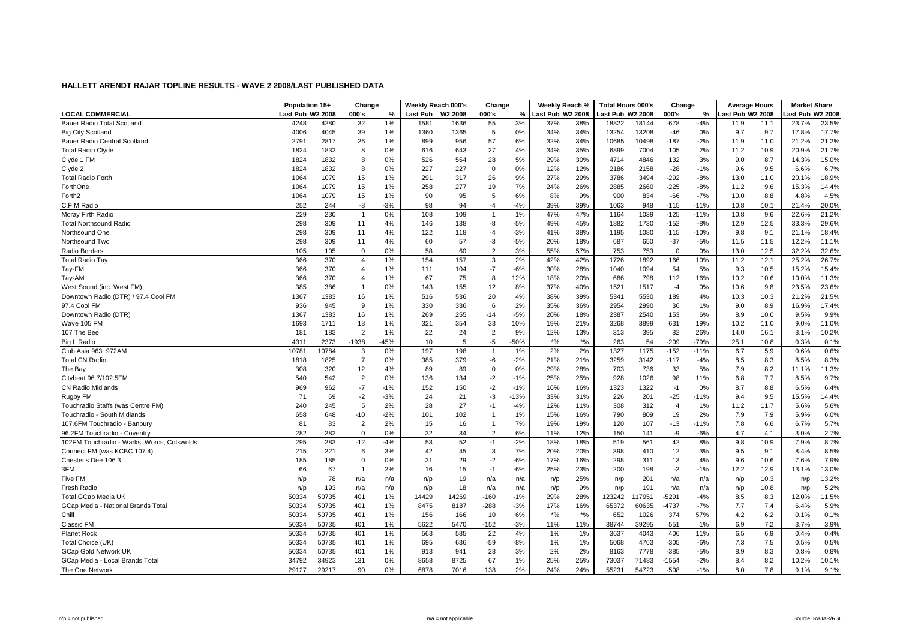# HALLETT ARENDT RAJAR TOPLINE RESULTS - WAVE 2 2008/LAST PUBLISHED DATA

| LOCAL COMMERCIAL | Population 15+ | | Change | | Weekly Reach 000's | | Change | | Weekly Reach % | | Total Hours 000's | | Change | | Average Hours | | Market Share | |
|---|---|---|---|---|---|---|---|---|---|---|---|---|---|---|---|---|---|---|
| | Last Pub | W2 2008 | 000's | % | Last Pub | W2 2008 | 000's | % | Last Pub | W2 2008 | Last Pub | W2 2008 | 000's | % | Last Pub | W2 2008 | Last Pub | W2 2008 |
| Bauer Radio Total Scotland | 4248 | 4280 | 32 | 1% | 1581 | 1636 | 55 | 3% | 37% | 38% | 18822 | 18144 | -678 | -4% | 11.9 | 11.1 | 23.7% | 23.5% |
| Big City Scotland | 4006 | 4045 | 39 | 1% | 1360 | 1365 | 5 | 0% | 34% | 34% | 13254 | 13208 | -46 | 0% | 9.7 | 9.7 | 17.8% | 17.7% |
| Bauer Radio Central Scotland | 2791 | 2817 | 26 | 1% | 899 | 956 | 57 | 6% | 32% | 34% | 10685 | 10498 | -187 | -2% | 11.9 | 11.0 | 21.2% | 21.2% |
| Total Radio Clyde | 1824 | 1832 | 8 | 0% | 616 | 643 | 27 | 4% | 34% | 35% | 6899 | 7004 | 105 | 2% | 11.2 | 10.9 | 20.9% | 21.7% |
| Clyde 1 FM | 1824 | 1832 | 8 | 0% | 526 | 554 | 28 | 5% | 29% | 30% | 4714 | 4846 | 132 | 3% | 9.0 | 8.7 | 14.3% | 15.0% |
| Clyde 2 | 1824 | 1832 | 8 | 0% | 227 | 227 | 0 | 0% | 12% | 12% | 2186 | 2158 | -28 | -1% | 9.6 | 9.5 | 6.6% | 6.7% |
| Total Radio Forth | 1064 | 1079 | 15 | 1% | 291 | 317 | 26 | 9% | 27% | 29% | 3786 | 3494 | -292 | -8% | 13.0 | 11.0 | 20.1% | 18.9% |
| ForthOne | 1064 | 1079 | 15 | 1% | 258 | 277 | 19 | 7% | 24% | 26% | 2885 | 2660 | -225 | -8% | 11.2 | 9.6 | 15.3% | 14.4% |
| Forth2 | 1064 | 1079 | 15 | 1% | 90 | 95 | 5 | 6% | 8% | 9% | 900 | 834 | -66 | -7% | 10.0 | 8.8 | 4.8% | 4.5% |
| C.F.M.Radio | 252 | 244 | -8 | -3% | 98 | 94 | -4 | -4% | 39% | 39% | 1063 | 948 | -115 | -11% | 10.8 | 10.1 | 21.4% | 20.0% |
| Moray Firth Radio | 229 | 230 | 1 | 0% | 108 | 109 | 1 | 1% | 47% | 47% | 1164 | 1039 | -125 | -11% | 10.8 | 9.6 | 22.6% | 21.2% |
| Total Northsound Radio | 298 | 309 | 11 | 4% | 146 | 138 | -8 | -5% | 49% | 45% | 1882 | 1730 | -152 | -8% | 12.9 | 12.5 | 33.3% | 29.6% |
| Northsound One | 298 | 309 | 11 | 4% | 122 | 118 | -4 | -3% | 41% | 38% | 1195 | 1080 | -115 | -10% | 9.8 | 9.1 | 21.1% | 18.4% |
| Northsound Two | 298 | 309 | 11 | 4% | 60 | 57 | -3 | -5% | 20% | 18% | 687 | 650 | -37 | -5% | 11.5 | 11.5 | 12.2% | 11.1% |
| Radio Borders | 105 | 105 | 0 | 0% | 58 | 60 | 2 | 3% | 55% | 57% | 753 | 753 | 0 | 0% | 13.0 | 12.5 | 32.2% | 32.6% |
| Total Radio Tay | 366 | 370 | 4 | 1% | 154 | 157 | 3 | 2% | 42% | 42% | 1726 | 1892 | 166 | 10% | 11.2 | 12.1 | 25.2% | 26.7% |
| Tay-FM | 366 | 370 | 4 | 1% | 111 | 104 | -7 | -6% | 30% | 28% | 1040 | 1094 | 54 | 5% | 9.3 | 10.5 | 15.2% | 15.4% |
| Tay-AM | 366 | 370 | 4 | 1% | 67 | 75 | 8 | 12% | 18% | 20% | 686 | 798 | 112 | 16% | 10.2 | 10.6 | 10.0% | 11.3% |
| West Sound (inc. West FM) | 385 | 386 | 1 | 0% | 143 | 155 | 12 | 8% | 37% | 40% | 1521 | 1517 | -4 | 0% | 10.6 | 9.8 | 23.5% | 23.6% |
| Downtown Radio (DTR) / 97.4 Cool FM | 1367 | 1383 | 16 | 1% | 516 | 536 | 20 | 4% | 38% | 39% | 5341 | 5530 | 189 | 4% | 10.3 | 10.3 | 21.2% | 21.5% |
| 97.4 Cool FM | 936 | 945 | 9 | 1% | 330 | 336 | 6 | 2% | 35% | 36% | 2954 | 2990 | 36 | 1% | 9.0 | 8.9 | 16.9% | 17.4% |
| Downtown Radio (DTR) | 1367 | 1383 | 16 | 1% | 269 | 255 | -14 | -5% | 20% | 18% | 2387 | 2540 | 153 | 6% | 8.9 | 10.0 | 9.5% | 9.9% |
| Wave 105 FM | 1693 | 1711 | 18 | 1% | 321 | 354 | 33 | 10% | 19% | 21% | 3268 | 3899 | 631 | 19% | 10.2 | 11.0 | 9.0% | 11.0% |
| 107 The Bee | 181 | 183 | 2 | 1% | 22 | 24 | 2 | 9% | 12% | 13% | 313 | 395 | 82 | 26% | 14.0 | 16.1 | 8.1% | 10.2% |
| Big L Radio | 4311 | 2373 | -1938 | -45% | 10 | 5 | -5 | -50% | *% | *% | 263 | 54 | -209 | -79% | 25.1 | 10.8 | 0.3% | 0.1% |
| Club Asia 963+972AM | 10781 | 10784 | 3 | 0% | 197 | 198 | 1 | 1% | 2% | 2% | 1327 | 1175 | -152 | -11% | 6.7 | 5.9 | 0.6% | 0.6% |
| Total CN Radio | 1818 | 1825 | 7 | 0% | 385 | 379 | -6 | -2% | 21% | 21% | 3259 | 3142 | -117 | -4% | 8.5 | 8.3 | 8.5% | 8.3% |
| The Bay | 308 | 320 | 12 | 4% | 89 | 89 | 0 | 0% | 29% | 28% | 703 | 736 | 33 | 5% | 7.9 | 8.2 | 11.1% | 11.3% |
| Citybeat 96.7/102.5FM | 540 | 542 | 2 | 0% | 136 | 134 | -2 | -1% | 25% | 25% | 928 | 1026 | 98 | 11% | 6.8 | 7.7 | 8.5% | 9.7% |
| CN Radio Midlands | 969 | 962 | -7 | -1% | 152 | 150 | -2 | -1% | 16% | 16% | 1323 | 1322 | -1 | 0% | 8.7 | 8.8 | 6.5% | 6.4% |
| Rugby FM | 71 | 69 | -2 | -3% | 24 | 21 | -3 | -13% | 33% | 31% | 226 | 201 | -25 | -11% | 9.4 | 9.5 | 15.5% | 14.4% |
| Touchradio Staffs (was Centre FM) | 240 | 245 | 5 | 2% | 28 | 27 | -1 | -4% | 12% | 11% | 308 | 312 | 4 | 1% | 11.2 | 11.7 | 5.6% | 5.6% |
| Touchradio - South Midlands | 658 | 648 | -10 | -2% | 101 | 102 | 1 | 1% | 15% | 16% | 790 | 809 | 19 | 2% | 7.9 | 7.9 | 5.9% | 6.0% |
| 107.6FM Touchradio - Banbury | 81 | 83 | 2 | 2% | 15 | 16 | 1 | 7% | 19% | 19% | 120 | 107 | -13 | -11% | 7.8 | 6.6 | 6.7% | 5.7% |
| 96.2FM Touchradio - Coventry | 282 | 282 | 0 | 0% | 32 | 34 | 2 | 6% | 11% | 12% | 150 | 141 | -9 | -6% | 4.7 | 4.1 | 3.0% | 2.7% |
| 102FM Touchradio - Warks, Worcs, Cotswolds | 295 | 283 | -12 | -4% | 53 | 52 | -1 | -2% | 18% | 18% | 519 | 561 | 42 | 8% | 9.8 | 10.9 | 7.9% | 8.7% |
| Connect FM (was KCBC 107.4) | 215 | 221 | 6 | 3% | 42 | 45 | 3 | 7% | 20% | 20% | 398 | 410 | 12 | 3% | 9.5 | 9.1 | 8.4% | 8.5% |
| Chester's Dee 106.3 | 185 | 185 | 0 | 0% | 31 | 29 | -2 | -6% | 17% | 16% | 298 | 311 | 13 | 4% | 9.6 | 10.6 | 7.6% | 7.9% |
| 3FM | 66 | 67 | 1 | 2% | 16 | 15 | -1 | -6% | 25% | 23% | 200 | 198 | -2 | -1% | 12.2 | 12.9 | 13.1% | 13.0% |
| Five FM | n/p | 78 | n/a | n/a | n/p | 19 | n/a | n/a | n/p | 25% | n/p | 201 | n/a | n/a | n/p | 10.3 | n/p | 13.2% |
| Fresh Radio | n/p | 193 | n/a | n/a | n/p | 18 | n/a | n/a | n/p | 9% | n/p | 191 | n/a | n/a | n/p | 10.8 | n/p | 5.2% |
| Total GCap Media UK | 50334 | 50735 | 401 | 1% | 14429 | 14269 | -160 | -1% | 29% | 28% | 123242 | 117951 | -5291 | -4% | 8.5 | 8.3 | 12.0% | 11.5% |
| GCap Media - National Brands Total | 50334 | 50735 | 401 | 1% | 8475 | 8187 | -288 | -3% | 17% | 16% | 65372 | 60635 | -4737 | -7% | 7.7 | 7.4 | 6.4% | 5.9% |
| Chill | 50334 | 50735 | 401 | 1% | 156 | 166 | 10 | 6% | *% | *% | 652 | 1026 | 374 | 57% | 4.2 | 6.2 | 0.1% | 0.1% |
| Classic FM | 50334 | 50735 | 401 | 1% | 5622 | 5470 | -152 | -3% | 11% | 11% | 38744 | 39295 | 551 | 1% | 6.9 | 7.2 | 3.7% | 3.9% |
| Planet Rock | 50334 | 50735 | 401 | 1% | 563 | 585 | 22 | 4% | 1% | 1% | 3637 | 4043 | 406 | 11% | 6.5 | 6.9 | 0.4% | 0.4% |
| Total Choice (UK) | 50334 | 50735 | 401 | 1% | 695 | 636 | -59 | -8% | 1% | 1% | 5068 | 4763 | -305 | -6% | 7.3 | 7.5 | 0.5% | 0.5% |
| GCap Gold Network UK | 50334 | 50735 | 401 | 1% | 913 | 941 | 28 | 3% | 2% | 2% | 8163 | 7778 | -385 | -5% | 8.9 | 8.3 | 0.8% | 0.8% |
| GCap Media - Local Brands Total | 34792 | 34923 | 131 | 0% | 8658 | 8725 | 67 | 1% | 25% | 25% | 73037 | 71483 | -1554 | -2% | 8.4 | 8.2 | 10.2% | 10.1% |
| The One Network | 29127 | 29217 | 90 | 0% | 6878 | 7016 | 138 | 2% | 24% | 24% | 55231 | 54723 | -508 | -1% | 8.0 | 7.8 | 9.1% | 9.1% |

n/p = not published    n/a = not applicable    Source: RAJAR/RSL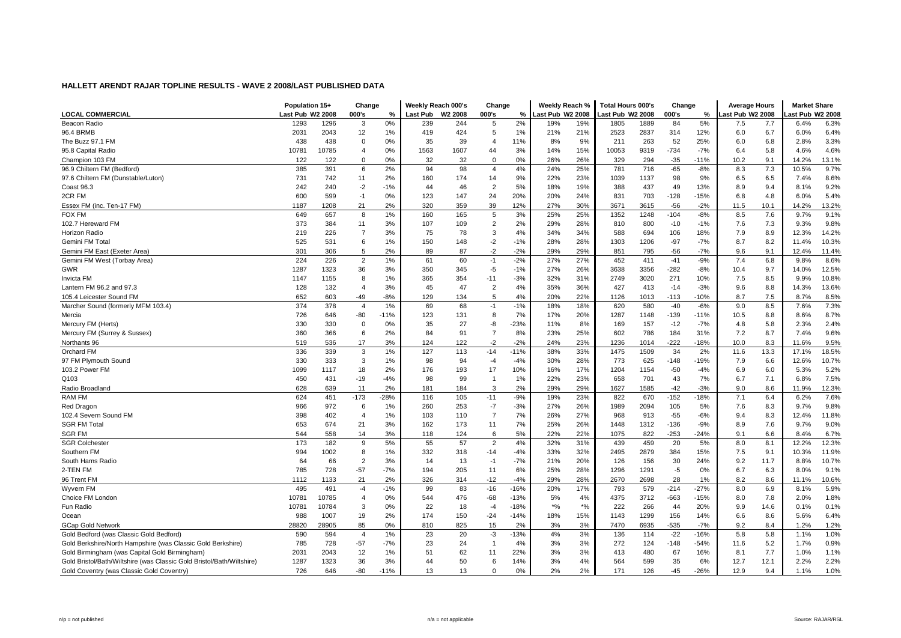# HALLETT ARENDT RAJAR TOPLINE RESULTS - WAVE 2 2008/LAST PUBLISHED DATA

| LOCAL COMMERCIAL | Population 15+ | | Change | | Weekly Reach 000's | | Change | | Weekly Reach % | | Total Hours 000's | | Change | | Average Hours | | Market Share | |
|---|---|---|---|---|---|---|---|---|---|---|---|---|---|---|---|---|---|---|
| | Last Pub | W2 2008 | 000's | % | Last Pub | W2 2008 | 000's | % | Last Pub | W2 2008 | Last Pub | W2 2008 | 000's | % | Last Pub | W2 2008 | Last Pub | W2 2008 |
| Beacon Radio | 1293 | 1296 | 3 | 0% | 239 | 244 | 5 | 2% | 19% | 19% | 1805 | 1889 | 84 | 5% | 7.5 | 7.7 | 6.4% | 6.3% |
| 96.4 BRMB | 2031 | 2043 | 12 | 1% | 419 | 424 | 5 | 1% | 21% | 21% | 2523 | 2837 | 314 | 12% | 6.0 | 6.7 | 6.0% | 6.4% |
| The Buzz 97.1 FM | 438 | 438 | 0 | 0% | 35 | 39 | 4 | 11% | 8% | 9% | 211 | 263 | 52 | 25% | 6.0 | 6.8 | 2.8% | 3.3% |
| 95.8 Capital Radio | 10781 | 10785 | 4 | 0% | 1563 | 1607 | 44 | 3% | 14% | 15% | 10053 | 9319 | -734 | -7% | 6.4 | 5.8 | 4.6% | 4.6% |
| Champion 103 FM | 122 | 122 | 0 | 0% | 32 | 32 | 0 | 0% | 26% | 26% | 329 | 294 | -35 | -11% | 10.2 | 9.1 | 14.2% | 13.1% |
| 96.9 Chiltern FM (Bedford) | 385 | 391 | 6 | 2% | 94 | 98 | 4 | 4% | 24% | 25% | 781 | 716 | -65 | -8% | 8.3 | 7.3 | 10.5% | 9.7% |
| 97.6 Chiltern FM (Dunstable/Luton) | 731 | 742 | 11 | 2% | 160 | 174 | 14 | 9% | 22% | 23% | 1039 | 1137 | 98 | 9% | 6.5 | 6.5 | 7.4% | 8.6% |
| Coast 96.3 | 242 | 240 | -2 | -1% | 44 | 46 | 2 | 5% | 18% | 19% | 388 | 437 | 49 | 13% | 8.9 | 9.4 | 8.1% | 9.2% |
| 2CR FM | 600 | 599 | -1 | 0% | 123 | 147 | 24 | 20% | 20% | 24% | 831 | 703 | -128 | -15% | 6.8 | 4.8 | 6.0% | 5.4% |
| Essex FM (inc. Ten-17 FM) | 1187 | 1208 | 21 | 2% | 320 | 359 | 39 | 12% | 27% | 30% | 3671 | 3615 | -56 | -2% | 11.5 | 10.1 | 14.2% | 13.2% |
| FOX FM | 649 | 657 | 8 | 1% | 160 | 165 | 5 | 3% | 25% | 25% | 1352 | 1248 | -104 | -8% | 8.5 | 7.6 | 9.7% | 9.1% |
| 102.7 Hereward FM | 373 | 384 | 11 | 3% | 107 | 109 | 2 | 2% | 29% | 28% | 810 | 800 | -10 | -1% | 7.6 | 7.3 | 9.3% | 9.8% |
| Horizon Radio | 219 | 226 | 7 | 3% | 75 | 78 | 3 | 4% | 34% | 34% | 588 | 694 | 106 | 18% | 7.9 | 8.9 | 12.3% | 14.2% |
| Gemini FM Total | 525 | 531 | 6 | 1% | 150 | 148 | -2 | -1% | 28% | 28% | 1303 | 1206 | -97 | -7% | 8.7 | 8.2 | 11.4% | 10.3% |
| Gemini FM East (Exeter Area) | 301 | 306 | 5 | 2% | 89 | 87 | -2 | -2% | 29% | 29% | 851 | 795 | -56 | -7% | 9.6 | 9.1 | 12.4% | 11.4% |
| Gemini FM West (Torbay Area) | 224 | 226 | 2 | 1% | 61 | 60 | -1 | -2% | 27% | 27% | 452 | 411 | -41 | -9% | 7.4 | 6.8 | 9.8% | 8.6% |
| GWR | 1287 | 1323 | 36 | 3% | 350 | 345 | -5 | -1% | 27% | 26% | 3638 | 3356 | -282 | -8% | 10.4 | 9.7 | 14.0% | 12.5% |
| Invicta FM | 1147 | 1155 | 8 | 1% | 365 | 354 | -11 | -3% | 32% | 31% | 2749 | 3020 | 271 | 10% | 7.5 | 8.5 | 9.9% | 10.8% |
| Lantern FM 96.2 and 97.3 | 128 | 132 | 4 | 3% | 45 | 47 | 2 | 4% | 35% | 36% | 427 | 413 | -14 | -3% | 9.6 | 8.8 | 14.3% | 13.6% |
| 105.4 Leicester Sound FM | 652 | 603 | -49 | -8% | 129 | 134 | 5 | 4% | 20% | 22% | 1126 | 1013 | -113 | -10% | 8.7 | 7.5 | 8.7% | 8.5% |
| Marcher Sound (formerly MFM 103.4) | 374 | 378 | 4 | 1% | 69 | 68 | -1 | -1% | 18% | 18% | 620 | 580 | -40 | -6% | 9.0 | 8.5 | 7.6% | 7.3% |
| Mercia | 726 | 646 | -80 | -11% | 123 | 131 | 8 | 7% | 17% | 20% | 1287 | 1148 | -139 | -11% | 10.5 | 8.8 | 8.6% | 8.7% |
| Mercury FM (Herts) | 330 | 330 | 0 | 0% | 35 | 27 | -8 | -23% | 11% | 8% | 169 | 157 | -12 | -7% | 4.8 | 5.8 | 2.3% | 2.4% |
| Mercury FM (Surrey & Sussex) | 360 | 366 | 6 | 2% | 84 | 91 | 7 | 8% | 23% | 25% | 602 | 786 | 184 | 31% | 7.2 | 8.7 | 7.4% | 9.6% |
| Northants 96 | 519 | 536 | 17 | 3% | 124 | 122 | -2 | -2% | 24% | 23% | 1236 | 1014 | -222 | -18% | 10.0 | 8.3 | 11.6% | 9.5% |
| Orchard FM | 336 | 339 | 3 | 1% | 127 | 113 | -14 | -11% | 38% | 33% | 1475 | 1509 | 34 | 2% | 11.6 | 13.3 | 17.1% | 18.5% |
| 97 FM Plymouth Sound | 330 | 333 | 3 | 1% | 98 | 94 | -4 | -4% | 30% | 28% | 773 | 625 | -148 | -19% | 7.9 | 6.6 | 12.6% | 10.7% |
| 103.2 Power FM | 1099 | 1117 | 18 | 2% | 176 | 193 | 17 | 10% | 16% | 17% | 1204 | 1154 | -50 | -4% | 6.9 | 6.0 | 5.3% | 5.2% |
| Q103 | 450 | 431 | -19 | -4% | 98 | 99 | 1 | 1% | 22% | 23% | 658 | 701 | 43 | 7% | 6.7 | 7.1 | 6.8% | 7.5% |
| Radio Broadland | 628 | 639 | 11 | 2% | 181 | 184 | 3 | 2% | 29% | 29% | 1627 | 1585 | -42 | -3% | 9.0 | 8.6 | 11.9% | 12.3% |
| RAM FM | 624 | 451 | -173 | -28% | 116 | 105 | -11 | -9% | 19% | 23% | 822 | 670 | -152 | -18% | 7.1 | 6.4 | 6.2% | 7.6% |
| Red Dragon | 966 | 972 | 6 | 1% | 260 | 253 | -7 | -3% | 27% | 26% | 1989 | 2094 | 105 | 5% | 7.6 | 8.3 | 9.7% | 9.8% |
| 102.4 Severn Sound FM | 398 | 402 | 4 | 1% | 103 | 110 | 7 | 7% | 26% | 27% | 968 | 913 | -55 | -6% | 9.4 | 8.3 | 12.4% | 11.8% |
| SGR FM Total | 653 | 674 | 21 | 3% | 162 | 173 | 11 | 7% | 25% | 26% | 1448 | 1312 | -136 | -9% | 8.9 | 7.6 | 9.7% | 9.0% |
| SGR FM | 544 | 558 | 14 | 3% | 118 | 124 | 6 | 5% | 22% | 22% | 1075 | 822 | -253 | -24% | 9.1 | 6.6 | 8.4% | 6.7% |
| SGR Colchester | 173 | 182 | 9 | 5% | 55 | 57 | 2 | 4% | 32% | 31% | 439 | 459 | 20 | 5% | 8.0 | 8.1 | 12.2% | 12.3% |
| Southern FM | 994 | 1002 | 8 | 1% | 332 | 318 | -14 | -4% | 33% | 32% | 2495 | 2879 | 384 | 15% | 7.5 | 9.1 | 10.3% | 11.9% |
| South Hams Radio | 64 | 66 | 2 | 3% | 14 | 13 | -1 | -7% | 21% | 20% | 126 | 156 | 30 | 24% | 9.2 | 11.7 | 8.8% | 10.7% |
| 2-TEN FM | 785 | 728 | -57 | -7% | 194 | 205 | 11 | 6% | 25% | 28% | 1296 | 1291 | -5 | 0% | 6.7 | 6.3 | 8.0% | 9.1% |
| 96 Trent FM | 1112 | 1133 | 21 | 2% | 326 | 314 | -12 | -4% | 29% | 28% | 2670 | 2698 | 28 | 1% | 8.2 | 8.6 | 11.1% | 10.6% |
| Wyvern FM | 495 | 491 | -4 | -1% | 99 | 83 | -16 | -16% | 20% | 17% | 793 | 579 | -214 | -27% | 8.0 | 6.9 | 8.1% | 5.9% |
| Choice FM London | 10781 | 10785 | 4 | 0% | 544 | 476 | -68 | -13% | 5% | 4% | 4375 | 3712 | -663 | -15% | 8.0 | 7.8 | 2.0% | 1.8% |
| Fun Radio | 10781 | 10784 | 3 | 0% | 22 | 18 | -4 | -18% | *% | *% | 222 | 266 | 44 | 20% | 9.9 | 14.6 | 0.1% | 0.1% |
| Ocean | 988 | 1007 | 19 | 2% | 174 | 150 | -24 | -14% | 18% | 15% | 1143 | 1299 | 156 | 14% | 6.6 | 8.6 | 5.6% | 6.4% |
| GCap Gold Network | 28820 | 28905 | 85 | 0% | 810 | 825 | 15 | 2% | 3% | 3% | 7470 | 6935 | -535 | -7% | 9.2 | 8.4 | 1.2% | 1.2% |
| Gold Bedford (was Classic Gold Bedford) | 590 | 594 | 4 | 1% | 23 | 20 | -3 | -13% | 4% | 3% | 136 | 114 | -22 | -16% | 5.8 | 5.8 | 1.1% | 1.0% |
| Gold Berkshire/North Hampshire (was Classic Gold Berkshire) | 785 | 728 | -57 | -7% | 23 | 24 | 1 | 4% | 3% | 3% | 272 | 124 | -148 | -54% | 11.6 | 5.2 | 1.7% | 0.9% |
| Gold Birmingham (was Capital Gold Birmingham) | 2031 | 2043 | 12 | 1% | 51 | 62 | 11 | 22% | 3% | 3% | 413 | 480 | 67 | 16% | 8.1 | 7.7 | 1.0% | 1.1% |
| Gold Bristol/Bath/Wiltshire (was Classic Gold Bristol/Bath/Wiltshire) | 1287 | 1323 | 36 | 3% | 44 | 50 | 6 | 14% | 3% | 4% | 564 | 599 | 35 | 6% | 12.7 | 12.1 | 2.2% | 2.2% |
| Gold Coventry (was Classic Gold Coventry) | 726 | 646 | -80 | -11% | 13 | 13 | 0 | 0% | 2% | 2% | 171 | 126 | -45 | -26% | 12.9 | 9.4 | 1.1% | 1.0% |

n/p = not published | n/a = not applicable | Source: RAJAR/RSL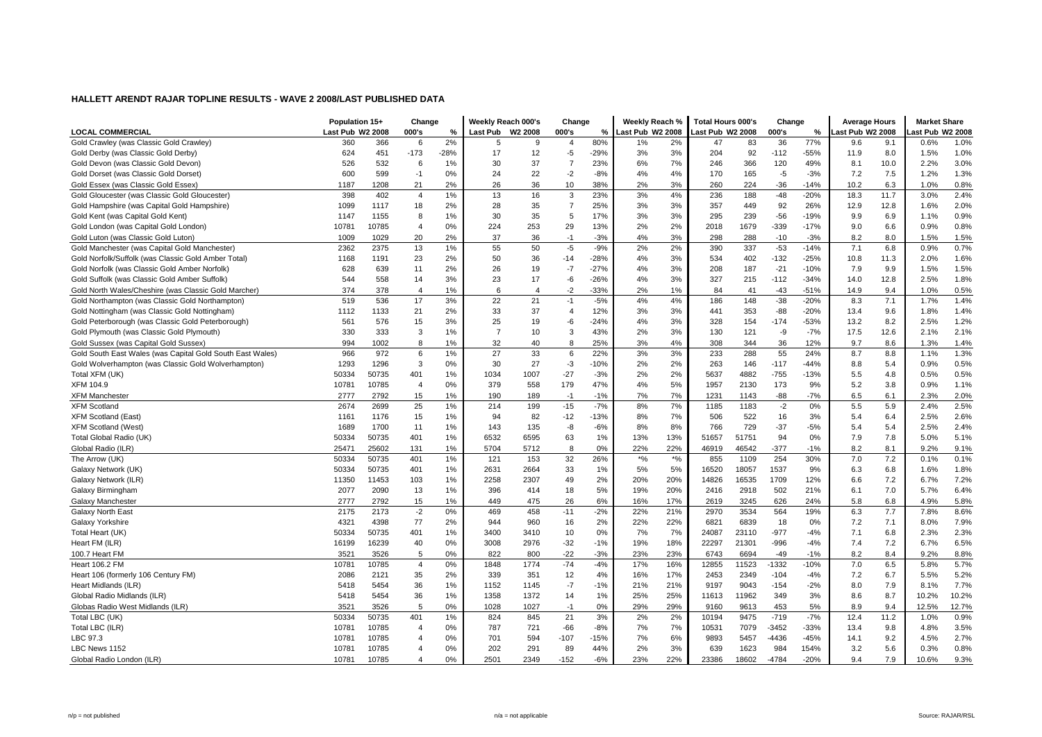## HALLETT ARENDT RAJAR TOPLINE RESULTS - WAVE 2 2008/LAST PUBLISHED DATA

| LOCAL COMMERCIAL | Population 15+ | | Change | | Weekly Reach 000's | | Change | | Weekly Reach % | | Total Hours 000's | | Change | | Average Hours | | Market Share | |
|---|---|---|---|---|---|---|---|---|---|---|---|---|---|---|---|---|---|---|
| | Last Pub | W2 2008 | 000's | % | Last Pub | W2 2008 | 000's | % | Last Pub | W2 2008 | Last Pub | W2 2008 | 000's | % | Last Pub | W2 2008 | Last Pub | W2 2008 |
| Gold Crawley (was Classic Gold Crawley) | 360 | 366 | 6 | 2% | 5 | 9 | 4 | 80% | 1% | 2% | 47 | 83 | 36 | 77% | 9.6 | 9.1 | 0.6% | 1.0% |
| Gold Derby (was Classic Gold Derby) | 624 | 451 | -173 | -28% | 17 | 12 | -5 | -29% | 3% | 3% | 204 | 92 | -112 | -55% | 11.9 | 8.0 | 1.5% | 1.0% |
| Gold Devon (was Classic Gold Devon) | 526 | 532 | 6 | 1% | 30 | 37 | 7 | 23% | 6% | 7% | 246 | 366 | 120 | 49% | 8.1 | 10.0 | 2.2% | 3.0% |
| Gold Dorset (was Classic Gold Dorset) | 600 | 599 | -1 | 0% | 24 | 22 | -2 | -8% | 4% | 4% | 170 | 165 | -5 | -3% | 7.2 | 7.5 | 1.2% | 1.3% |
| Gold Essex (was Classic Gold Essex) | 1187 | 1208 | 21 | 2% | 26 | 36 | 10 | 38% | 2% | 3% | 260 | 224 | -36 | -14% | 10.2 | 6.3 | 1.0% | 0.8% |
| Gold Gloucester (was Classic Gold Gloucester) | 398 | 402 | 4 | 1% | 13 | 16 | 3 | 23% | 3% | 4% | 236 | 188 | -48 | -20% | 18.3 | 11.7 | 3.0% | 2.4% |
| Gold Hampshire (was Capital Gold Hampshire) | 1099 | 1117 | 18 | 2% | 28 | 35 | 7 | 25% | 3% | 3% | 357 | 449 | 92 | 26% | 12.9 | 12.8 | 1.6% | 2.0% |
| Gold Kent (was Capital Gold Kent) | 1147 | 1155 | 8 | 1% | 30 | 35 | 5 | 17% | 3% | 3% | 295 | 239 | -56 | -19% | 9.9 | 6.9 | 1.1% | 0.9% |
| Gold London (was Capital Gold London) | 10781 | 10785 | 4 | 0% | 224 | 253 | 29 | 13% | 2% | 2% | 2018 | 1679 | -339 | -17% | 9.0 | 6.6 | 0.9% | 0.8% |
| Gold Luton (was Classic Gold Luton) | 1009 | 1029 | 20 | 2% | 37 | 36 | -1 | -3% | 4% | 3% | 298 | 288 | -10 | -3% | 8.2 | 8.0 | 1.5% | 1.5% |
| Gold Manchester (was Capital Gold Manchester) | 2362 | 2375 | 13 | 1% | 55 | 50 | -5 | -9% | 2% | 2% | 390 | 337 | -53 | -14% | 7.1 | 6.8 | 0.9% | 0.7% |
| Gold Norfolk/Suffolk (was Classic Gold Amber Total) | 1168 | 1191 | 23 | 2% | 50 | 36 | -14 | -28% | 4% | 3% | 534 | 402 | -132 | -25% | 10.8 | 11.3 | 2.0% | 1.6% |
| Gold Norfolk (was Classic Gold Amber Norfolk) | 628 | 639 | 11 | 2% | 26 | 19 | -7 | -27% | 4% | 3% | 208 | 187 | -21 | -10% | 7.9 | 9.9 | 1.5% | 1.5% |
| Gold Suffolk (was Classic Gold Amber Suffolk) | 544 | 558 | 14 | 3% | 23 | 17 | -6 | -26% | 4% | 3% | 327 | 215 | -112 | -34% | 14.0 | 12.8 | 2.5% | 1.8% |
| Gold North Wales/Cheshire (was Classic Gold Marcher) | 374 | 378 | 4 | 1% | 6 | 4 | -2 | -33% | 2% | 1% | 84 | 41 | -43 | -51% | 14.9 | 9.4 | 1.0% | 0.5% |
| Gold Northampton (was Classic Gold Northampton) | 519 | 536 | 17 | 3% | 22 | 21 | -1 | -5% | 4% | 4% | 186 | 148 | -38 | -20% | 8.3 | 7.1 | 1.7% | 1.4% |
| Gold Nottingham (was Classic Gold Nottingham) | 1112 | 1133 | 21 | 2% | 33 | 37 | 4 | 12% | 3% | 3% | 441 | 353 | -88 | -20% | 13.4 | 9.6 | 1.8% | 1.4% |
| Gold Peterborough (was Classic Gold Peterborough) | 561 | 576 | 15 | 3% | 25 | 19 | -6 | -24% | 4% | 3% | 328 | 154 | -174 | -53% | 13.2 | 8.2 | 2.5% | 1.2% |
| Gold Plymouth (was Classic Gold Plymouth) | 330 | 333 | 3 | 1% | 7 | 10 | 3 | 43% | 2% | 3% | 130 | 121 | -9 | -7% | 17.5 | 12.6 | 2.1% | 2.1% |
| Gold Sussex (was Capital Gold Sussex) | 994 | 1002 | 8 | 1% | 32 | 40 | 8 | 25% | 3% | 4% | 308 | 344 | 36 | 12% | 9.7 | 8.6 | 1.3% | 1.4% |
| Gold South East Wales (was Capital Gold South East Wales) | 966 | 972 | 6 | 1% | 27 | 33 | 6 | 22% | 3% | 3% | 233 | 288 | 55 | 24% | 8.7 | 8.8 | 1.1% | 1.3% |
| Gold Wolverhampton (was Classic Gold Wolverhampton) | 1293 | 1296 | 3 | 0% | 30 | 27 | -3 | -10% | 2% | 2% | 263 | 146 | -117 | -44% | 8.8 | 5.4 | 0.9% | 0.5% |
| Total XFM (UK) | 50334 | 50735 | 401 | 1% | 1034 | 1007 | -27 | -3% | 2% | 2% | 5637 | 4882 | -755 | -13% | 5.5 | 4.8 | 0.5% | 0.5% |
| XFM 104.9 | 10781 | 10785 | 4 | 0% | 379 | 558 | 179 | 47% | 4% | 5% | 1957 | 2130 | 173 | 9% | 5.2 | 3.8 | 0.9% | 1.1% |
| XFM Manchester | 2777 | 2792 | 15 | 1% | 190 | 189 | -1 | -1% | 7% | 7% | 1231 | 1143 | -88 | -7% | 6.5 | 6.1 | 2.3% | 2.0% |
| XFM Scotland | 2674 | 2699 | 25 | 1% | 214 | 199 | -15 | -7% | 8% | 7% | 1185 | 1183 | -2 | 0% | 5.5 | 5.9 | 2.4% | 2.5% |
| XFM Scotland (East) | 1161 | 1176 | 15 | 1% | 94 | 82 | -12 | -13% | 8% | 7% | 506 | 522 | 16 | 3% | 5.4 | 6.4 | 2.5% | 2.6% |
| XFM Scotland (West) | 1689 | 1700 | 11 | 1% | 143 | 135 | -8 | -6% | 8% | 8% | 766 | 729 | -37 | -5% | 5.4 | 5.4 | 2.5% | 2.4% |
| Total Global Radio (UK) | 50334 | 50735 | 401 | 1% | 6532 | 6595 | 63 | 1% | 13% | 13% | 51657 | 51751 | 94 | 0% | 7.9 | 7.8 | 5.0% | 5.1% |
| Global Radio (ILR) | 25471 | 25602 | 131 | 1% | 5704 | 5712 | 8 | 0% | 22% | 22% | 46919 | 46542 | -377 | -1% | 8.2 | 8.1 | 9.2% | 9.1% |
| The Arrow (UK) | 50334 | 50735 | 401 | 1% | 121 | 153 | 32 | 26% | *% | *% | 855 | 1109 | 254 | 30% | 7.0 | 7.2 | 0.1% | 0.1% |
| Galaxy Network (UK) | 50334 | 50735 | 401 | 1% | 2631 | 2664 | 33 | 1% | 5% | 5% | 16520 | 18057 | 1537 | 9% | 6.3 | 6.8 | 1.6% | 1.8% |
| Galaxy Network (ILR) | 11350 | 11453 | 103 | 1% | 2258 | 2307 | 49 | 2% | 20% | 20% | 14826 | 16535 | 1709 | 12% | 6.6 | 7.2 | 6.7% | 7.2% |
| Galaxy Birmingham | 2077 | 2090 | 13 | 1% | 396 | 414 | 18 | 5% | 19% | 20% | 2416 | 2918 | 502 | 21% | 6.1 | 7.0 | 5.7% | 6.4% |
| Galaxy Manchester | 2777 | 2792 | 15 | 1% | 449 | 475 | 26 | 6% | 16% | 17% | 2619 | 3245 | 626 | 24% | 5.8 | 6.8 | 4.9% | 5.8% |
| Galaxy North East | 2175 | 2173 | -2 | 0% | 469 | 458 | -11 | -2% | 22% | 21% | 2970 | 3534 | 564 | 19% | 6.3 | 7.7 | 7.8% | 8.6% |
| Galaxy Yorkshire | 4321 | 4398 | 77 | 2% | 944 | 960 | 16 | 2% | 22% | 22% | 6821 | 6839 | 18 | 0% | 7.2 | 7.1 | 8.0% | 7.9% |
| Total Heart (UK) | 50334 | 50735 | 401 | 1% | 3400 | 3410 | 10 | 0% | 7% | 7% | 24087 | 23110 | -977 | -4% | 7.1 | 6.8 | 2.3% | 2.3% |
| Heart FM (ILR) | 16199 | 16239 | 40 | 0% | 3008 | 2976 | -32 | -1% | 19% | 18% | 22297 | 21301 | -996 | -4% | 7.4 | 7.2 | 6.7% | 6.5% |
| 100.7 Heart FM | 3521 | 3526 | 5 | 0% | 822 | 800 | -22 | -3% | 23% | 23% | 6743 | 6694 | -49 | -1% | 8.2 | 8.4 | 9.2% | 8.8% |
| Heart 106.2 FM | 10781 | 10785 | 4 | 0% | 1848 | 1774 | -74 | -4% | 17% | 16% | 12855 | 11523 | -1332 | -10% | 7.0 | 6.5 | 5.8% | 5.7% |
| Heart 106 (formerly 106 Century FM) | 2086 | 2121 | 35 | 2% | 339 | 351 | 12 | 4% | 16% | 17% | 2453 | 2349 | -104 | -4% | 7.2 | 6.7 | 5.5% | 5.2% |
| Heart Midlands (ILR) | 5418 | 5454 | 36 | 1% | 1152 | 1145 | -7 | -1% | 21% | 21% | 9197 | 9043 | -154 | -2% | 8.0 | 7.9 | 8.1% | 7.7% |
| Global Radio Midlands (ILR) | 5418 | 5454 | 36 | 1% | 1358 | 1372 | 14 | 1% | 25% | 25% | 11613 | 11962 | 349 | 3% | 8.6 | 8.7 | 10.2% | 10.2% |
| Globas Radio West Midlands (ILR) | 3521 | 3526 | 5 | 0% | 1028 | 1027 | -1 | 0% | 29% | 29% | 9160 | 9613 | 453 | 5% | 8.9 | 9.4 | 12.5% | 12.7% |
| Total LBC (UK) | 50334 | 50735 | 401 | 1% | 824 | 845 | 21 | 3% | 2% | 2% | 10194 | 9475 | -719 | -7% | 12.4 | 11.2 | 1.0% | 0.9% |
| Total LBC (ILR) | 10781 | 10785 | 4 | 0% | 787 | 721 | -66 | -8% | 7% | 7% | 10531 | 7079 | -3452 | -33% | 13.4 | 9.8 | 4.8% | 3.5% |
| LBC 97.3 | 10781 | 10785 | 4 | 0% | 701 | 594 | -107 | -15% | 7% | 6% | 9893 | 5457 | -4436 | -45% | 14.1 | 9.2 | 4.5% | 2.7% |
| LBC News 1152 | 10781 | 10785 | 4 | 0% | 202 | 291 | 89 | 44% | 2% | 3% | 639 | 1623 | 984 | 154% | 3.2 | 5.6 | 0.3% | 0.8% |
| Global Radio London (ILR) | 10781 | 10785 | 4 | 0% | 2501 | 2349 | -152 | -6% | 23% | 22% | 23386 | 18602 | -4784 | -20% | 9.4 | 7.9 | 10.6% | 9.3% |

n/p = not published　　n/a = not applicable　　Source: RAJAR/RSL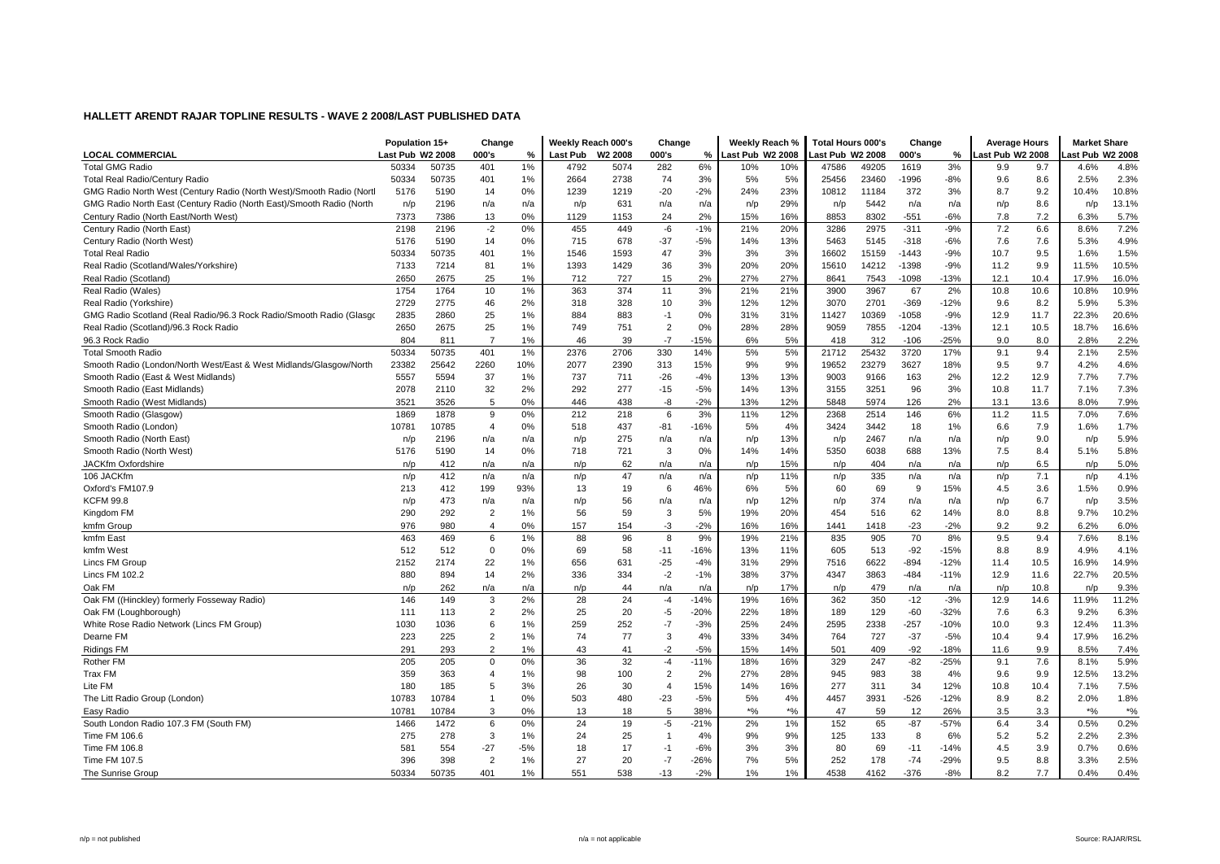### HALLETT ARENDT RAJAR TOPLINE RESULTS - WAVE 2 2008/LAST PUBLISHED DATA

| LOCAL COMMERCIAL | Population 15+ | | Change | | Weekly Reach 000's | | Change | | Weekly Reach % | | Total Hours 000's | | Change | | Average Hours | | Market Share | |
|---|---|---|---|---|---|---|---|---|---|---|---|---|---|---|---|---|---|---|
| | Last Pub | W2 2008 | 000's | % | Last Pub | W2 2008 | 000's | % | Last Pub | W2 2008 | Last Pub | W2 2008 | 000's | % | Last Pub | W2 2008 | Last Pub | W2 2008 |
| Total GMG Radio | 50334 | 50735 | 401 | 1% | 4792 | 5074 | 282 | 6% | 10% | 10% | 47586 | 49205 | 1619 | 3% | 9.9 | 9.7 | 4.6% | 4.8% |
| Total Real Radio/Century Radio | 50334 | 50735 | 401 | 1% | 2664 | 2738 | 74 | 3% | 5% | 5% | 25456 | 23460 | -1996 | -8% | 9.6 | 8.6 | 2.5% | 2.3% |
| GMG Radio North West (Century Radio (North West)/Smooth Radio (Nortl | 5176 | 5190 | 14 | 0% | 1239 | 1219 | -20 | -2% | 24% | 23% | 10812 | 11184 | 372 | 3% | 8.7 | 9.2 | 10.4% | 10.8% |
| GMG Radio North East (Century Radio (North East)/Smooth Radio (North | n/p | 2196 | n/a | n/a | n/p | 631 | n/a | n/a | n/p | 29% | n/p | 5442 | n/a | n/a | n/p | 8.6 | n/p | 13.1% |
| Century Radio (North East/North West) | 7373 | 7386 | 13 | 0% | 1129 | 1153 | 24 | 2% | 15% | 16% | 8853 | 8302 | -551 | -6% | 7.8 | 7.2 | 6.3% | 5.7% |
| Century Radio (North East) | 2198 | 2196 | -2 | 0% | 455 | 449 | -6 | -1% | 21% | 20% | 3286 | 2975 | -311 | -9% | 7.2 | 6.6 | 8.6% | 7.2% |
| Century Radio (North West) | 5176 | 5190 | 14 | 0% | 715 | 678 | -37 | -5% | 14% | 13% | 5463 | 5145 | -318 | -6% | 7.6 | 7.6 | 5.3% | 4.9% |
| Total Real Radio | 50334 | 50735 | 401 | 1% | 1546 | 1593 | 47 | 3% | 3% | 3% | 16602 | 15159 | -1443 | -9% | 10.7 | 9.5 | 1.6% | 1.5% |
| Real Radio (Scotland/Wales/Yorkshire) | 7133 | 7214 | 81 | 1% | 1393 | 1429 | 36 | 3% | 20% | 20% | 15610 | 14212 | -1398 | -9% | 11.2 | 9.9 | 11.5% | 10.5% |
| Real Radio (Scotland) | 2650 | 2675 | 25 | 1% | 712 | 727 | 15 | 2% | 27% | 27% | 8641 | 7543 | -1098 | -13% | 12.1 | 10.4 | 17.9% | 16.0% |
| Real Radio (Wales) | 1754 | 1764 | 10 | 1% | 363 | 374 | 11 | 3% | 21% | 21% | 3900 | 3967 | 67 | 2% | 10.8 | 10.6 | 10.8% | 10.9% |
| Real Radio (Yorkshire) | 2729 | 2775 | 46 | 2% | 318 | 328 | 10 | 3% | 12% | 12% | 3070 | 2701 | -369 | -12% | 9.6 | 8.2 | 5.9% | 5.3% |
| GMG Radio Scotland (Real Radio/96.3 Rock Radio/Smooth Radio (Glasgc | 2835 | 2860 | 25 | 1% | 884 | 883 | -1 | 0% | 31% | 31% | 11427 | 10369 | -1058 | -9% | 12.9 | 11.7 | 22.3% | 20.6% |
| Real Radio (Scotland)/96.3 Rock Radio | 2650 | 2675 | 25 | 1% | 749 | 751 | 2 | 0% | 28% | 28% | 9059 | 7855 | -1204 | -13% | 12.1 | 10.5 | 18.7% | 16.6% |
| 96.3 Rock Radio | 804 | 811 | 7 | 1% | 46 | 39 | -7 | -15% | 6% | 5% | 418 | 312 | -106 | -25% | 9.0 | 8.0 | 2.8% | 2.2% |
| Total Smooth Radio | 50334 | 50735 | 401 | 1% | 2376 | 2706 | 330 | 14% | 5% | 5% | 21712 | 25432 | 3720 | 17% | 9.1 | 9.4 | 2.1% | 2.5% |
| Smooth Radio (London/North West/East & West Midlands/Glasgow/North | 23382 | 25642 | 2260 | 10% | 2077 | 2390 | 313 | 15% | 9% | 9% | 19652 | 23279 | 3627 | 18% | 9.5 | 9.7 | 4.2% | 4.6% |
| Smooth Radio (East & West Midlands) | 5557 | 5594 | 37 | 1% | 737 | 711 | -26 | -4% | 13% | 13% | 9003 | 9166 | 163 | 2% | 12.2 | 12.9 | 7.7% | 7.7% |
| Smooth Radio (East Midlands) | 2078 | 2110 | 32 | 2% | 292 | 277 | -15 | -5% | 14% | 13% | 3155 | 3251 | 96 | 3% | 10.8 | 11.7 | 7.1% | 7.3% |
| Smooth Radio (West Midlands) | 3521 | 3526 | 5 | 0% | 446 | 438 | -8 | -2% | 13% | 12% | 5848 | 5974 | 126 | 2% | 13.1 | 13.6 | 8.0% | 7.9% |
| Smooth Radio (Glasgow) | 1869 | 1878 | 9 | 0% | 212 | 218 | 6 | 3% | 11% | 12% | 2368 | 2514 | 146 | 6% | 11.2 | 11.5 | 7.0% | 7.6% |
| Smooth Radio (London) | 10781 | 10785 | 4 | 0% | 518 | 437 | -81 | -16% | 5% | 4% | 3424 | 3442 | 18 | 1% | 6.6 | 7.9 | 1.6% | 1.7% |
| Smooth Radio (North East) | n/p | 2196 | n/a | n/a | n/p | 275 | n/a | n/a | n/p | 13% | n/p | 2467 | n/a | n/a | n/p | 9.0 | n/p | 5.9% |
| Smooth Radio (North West) | 5176 | 5190 | 14 | 0% | 718 | 721 | 3 | 0% | 14% | 14% | 5350 | 6038 | 688 | 13% | 7.5 | 8.4 | 5.1% | 5.8% |
| JACKfm Oxfordshire | n/p | 412 | n/a | n/a | n/p | 62 | n/a | n/a | n/p | 15% | n/p | 404 | n/a | n/a | n/p | 6.5 | n/p | 5.0% |
| 106 JACKfm | n/p | 412 | n/a | n/a | n/p | 47 | n/a | n/a | n/p | 11% | n/p | 335 | n/a | n/a | n/p | 7.1 | n/p | 4.1% |
| Oxford's FM107.9 | 213 | 412 | 199 | 93% | 13 | 19 | 6 | 46% | 6% | 5% | 60 | 69 | 9 | 15% | 4.5 | 3.6 | 1.5% | 0.9% |
| KCFM 99.8 | n/p | 473 | n/a | n/a | n/p | 56 | n/a | n/a | n/p | 12% | n/p | 374 | n/a | n/a | n/p | 6.7 | n/p | 3.5% |
| Kingdom FM | 290 | 292 | 2 | 1% | 56 | 59 | 3 | 5% | 19% | 20% | 454 | 516 | 62 | 14% | 8.0 | 8.8 | 9.7% | 10.2% |
| kmfm Group | 976 | 980 | 4 | 0% | 157 | 154 | -3 | -2% | 16% | 16% | 1441 | 1418 | -23 | -2% | 9.2 | 9.2 | 6.2% | 6.0% |
| kmfm East | 463 | 469 | 6 | 1% | 88 | 96 | 8 | 9% | 19% | 21% | 835 | 905 | 70 | 8% | 9.5 | 9.4 | 7.6% | 8.1% |
| kmfm West | 512 | 512 | 0 | 0% | 69 | 58 | -11 | -16% | 13% | 11% | 605 | 513 | -92 | -15% | 8.8 | 8.9 | 4.9% | 4.1% |
| Lincs FM Group | 2152 | 2174 | 22 | 1% | 656 | 631 | -25 | -4% | 31% | 29% | 7516 | 6622 | -894 | -12% | 11.4 | 10.5 | 16.9% | 14.9% |
| Lincs FM 102.2 | 880 | 894 | 14 | 2% | 336 | 334 | -2 | -1% | 38% | 37% | 4347 | 3863 | -484 | -11% | 12.9 | 11.6 | 22.7% | 20.5% |
| Oak FM | n/p | 262 | n/a | n/a | n/p | 44 | n/a | n/a | n/p | 17% | n/p | 479 | n/a | n/a | n/p | 10.8 | n/p | 9.3% |
| Oak FM ((Hinckley) formerly Fosseway Radio) | 146 | 149 | 3 | 2% | 28 | 24 | -4 | -14% | 19% | 16% | 362 | 350 | -12 | -3% | 12.9 | 14.6 | 11.9% | 11.2% |
| Oak FM (Loughborough) | 111 | 113 | 2 | 2% | 25 | 20 | -5 | -20% | 22% | 18% | 189 | 129 | -60 | -32% | 7.6 | 6.3 | 9.2% | 6.3% |
| White Rose Radio Network (Lincs FM Group) | 1030 | 1036 | 6 | 1% | 259 | 252 | -7 | -3% | 25% | 24% | 2595 | 2338 | -257 | -10% | 10.0 | 9.3 | 12.4% | 11.3% |
| Dearne FM | 223 | 225 | 2 | 1% | 74 | 77 | 3 | 4% | 33% | 34% | 764 | 727 | -37 | -5% | 10.4 | 9.4 | 17.9% | 16.2% |
| Ridings FM | 291 | 293 | 2 | 1% | 43 | 41 | -2 | -5% | 15% | 14% | 501 | 409 | -92 | -18% | 11.6 | 9.9 | 8.5% | 7.4% |
| Rother FM | 205 | 205 | 0 | 0% | 36 | 32 | -4 | -11% | 18% | 16% | 329 | 247 | -82 | -25% | 9.1 | 7.6 | 8.1% | 5.9% |
| Trax FM | 359 | 363 | 4 | 1% | 98 | 100 | 2 | 2% | 27% | 28% | 945 | 983 | 38 | 4% | 9.6 | 9.9 | 12.5% | 13.2% |
| Lite FM | 180 | 185 | 5 | 3% | 26 | 30 | 4 | 15% | 14% | 16% | 277 | 311 | 34 | 12% | 10.8 | 10.4 | 7.1% | 7.5% |
| The Litt Radio Group (London) | 10783 | 10784 | 1 | 0% | 503 | 480 | -23 | -5% | 5% | 4% | 4457 | 3931 | -526 | -12% | 8.9 | 8.2 | 2.0% | 1.8% |
| Easy Radio | 10781 | 10784 | 3 | 0% | 13 | 18 | 5 | 38% | *% | *% | 47 | 59 | 12 | 26% | 3.5 | 3.3 | *% | *% |
| South London Radio 107.3 FM (South FM) | 1466 | 1472 | 6 | 0% | 24 | 19 | -5 | -21% | 2% | 1% | 152 | 65 | -87 | -57% | 6.4 | 3.4 | 0.5% | 0.2% |
| Time FM 106.6 | 275 | 278 | 3 | 1% | 24 | 25 | 1 | 4% | 9% | 9% | 125 | 133 | 8 | 6% | 5.2 | 5.2 | 2.2% | 2.3% |
| Time FM 106.8 | 581 | 554 | -27 | -5% | 18 | 17 | -1 | -6% | 3% | 3% | 80 | 69 | -11 | -14% | 4.5 | 3.9 | 0.7% | 0.6% |
| Time FM 107.5 | 396 | 398 | 2 | 1% | 27 | 20 | -7 | -26% | 7% | 5% | 252 | 178 | -74 | -29% | 9.5 | 8.8 | 3.3% | 2.5% |
| The Sunrise Group | 50334 | 50735 | 401 | 1% | 551 | 538 | -13 | -2% | 1% | 1% | 4538 | 4162 | -376 | -8% | 8.2 | 7.7 | 0.4% | 0.4% |

n/p = not published        n/a = not applicable        Source: RAJAR/RSL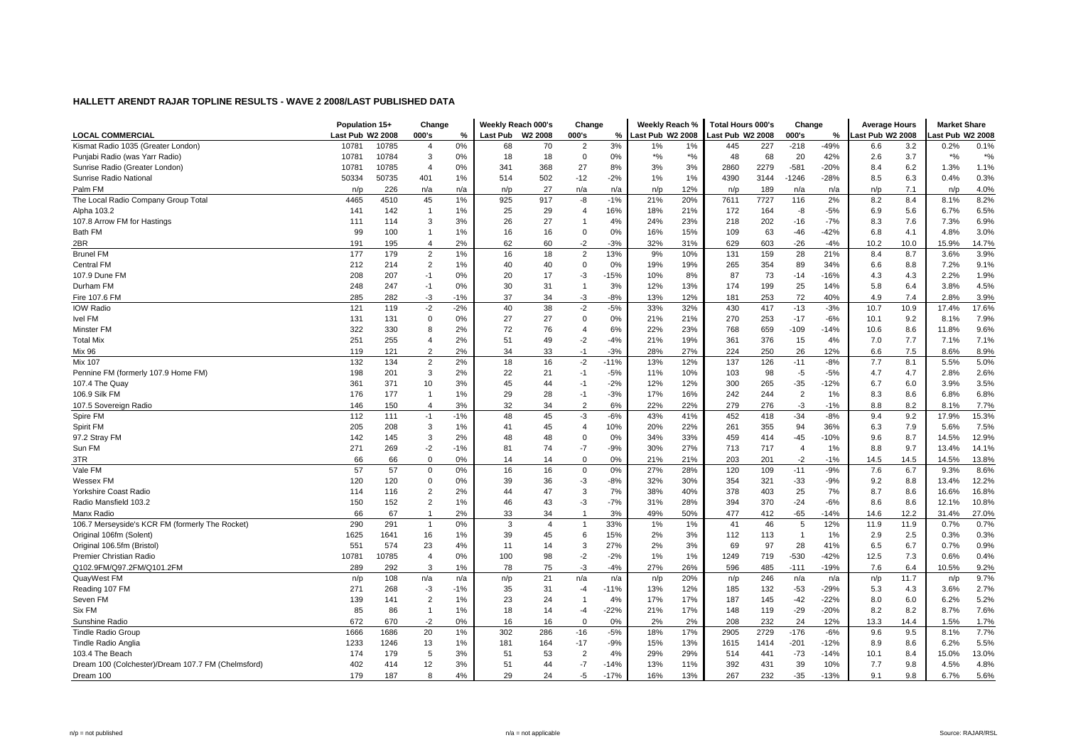## HALLETT ARENDT RAJAR TOPLINE RESULTS - WAVE 2 2008/LAST PUBLISHED DATA

| LOCAL COMMERCIAL | Population 15+ | | Change | | Weekly Reach 000's | | Change | | Weekly Reach % | | Total Hours 000's | | Change | | Average Hours | | Market Share | |
|---|---|---|---|---|---|---|---|---|---|---|---|---|---|---|---|---|---|---|
| | Last Pub | W2 2008 | 000's | % | Last Pub | W2 2008 | 000's | % | Last Pub | W2 2008 | Last Pub | W2 2008 | 000's | % | Last Pub | W2 2008 | Last Pub | W2 2008 |
| Kismat Radio 1035 (Greater London) | 10781 | 10785 | 4 | 0% | 68 | 70 | 2 | 3% | 1% | 1% | 445 | 227 | -218 | -49% | 6.6 | 3.2 | 0.2% | 0.1% |
| Punjabi Radio (was Yarr Radio) | 10781 | 10784 | 3 | 0% | 18 | 18 | 0 | 0% | *% | *% | 48 | 68 | 20 | 42% | 2.6 | 3.7 | *% | *% |
| Sunrise Radio (Greater London) | 10781 | 10785 | 4 | 0% | 341 | 368 | 27 | 8% | 3% | 3% | 2860 | 2279 | -581 | -20% | 8.4 | 6.2 | 1.3% | 1.1% |
| Sunrise Radio National | 50334 | 50735 | 401 | 1% | 514 | 502 | -12 | -2% | 1% | 1% | 4390 | 3144 | -1246 | -28% | 8.5 | 6.3 | 0.4% | 0.3% |
| Palm FM | n/p | 226 | n/a | n/a | n/p | 27 | n/a | n/a | n/p | 12% | n/p | 189 | n/a | n/a | n/p | 7.1 | n/p | 4.0% |
| The Local Radio Company Group Total | 4465 | 4510 | 45 | 1% | 925 | 917 | -8 | -1% | 21% | 20% | 7611 | 7727 | 116 | 2% | 8.2 | 8.4 | 8.1% | 8.2% |
| Alpha 103.2 | 141 | 142 | 1 | 1% | 25 | 29 | 4 | 16% | 18% | 21% | 172 | 164 | -8 | -5% | 6.9 | 5.6 | 6.7% | 6.5% |
| 107.8 Arrow FM for Hastings | 111 | 114 | 3 | 3% | 26 | 27 | 1 | 4% | 24% | 23% | 218 | 202 | -16 | -7% | 8.3 | 7.6 | 7.3% | 6.9% |
| Bath FM | 99 | 100 | 1 | 1% | 16 | 16 | 0 | 0% | 16% | 15% | 109 | 63 | -46 | -42% | 6.8 | 4.1 | 4.8% | 3.0% |
| 2BR | 191 | 195 | 4 | 2% | 62 | 60 | -2 | -3% | 32% | 31% | 629 | 603 | -26 | -4% | 10.2 | 10.0 | 15.9% | 14.7% |
| Brunel FM | 177 | 179 | 2 | 1% | 16 | 18 | 2 | 13% | 9% | 10% | 131 | 159 | 28 | 21% | 8.4 | 8.7 | 3.6% | 3.9% |
| Central FM | 212 | 214 | 2 | 1% | 40 | 40 | 0 | 0% | 19% | 19% | 265 | 354 | 89 | 34% | 6.6 | 8.8 | 7.2% | 9.1% |
| 107.9 Dune FM | 208 | 207 | -1 | 0% | 20 | 17 | -3 | -15% | 10% | 8% | 87 | 73 | -14 | -16% | 4.3 | 4.3 | 2.2% | 1.9% |
| Durham FM | 248 | 247 | -1 | 0% | 30 | 31 | 1 | 3% | 12% | 13% | 174 | 199 | 25 | 14% | 5.8 | 6.4 | 3.8% | 4.5% |
| Fire 107.6 FM | 285 | 282 | -3 | -1% | 37 | 34 | -3 | -8% | 13% | 12% | 181 | 253 | 72 | 40% | 4.9 | 7.4 | 2.8% | 3.9% |
| IOW Radio | 121 | 119 | -2 | -2% | 40 | 38 | -2 | -5% | 33% | 32% | 430 | 417 | -13 | -3% | 10.7 | 10.9 | 17.4% | 17.6% |
| Ivel FM | 131 | 131 | 0 | 0% | 27 | 27 | 0 | 0% | 21% | 21% | 270 | 253 | -17 | -6% | 10.1 | 9.2 | 8.1% | 7.9% |
| Minster FM | 322 | 330 | 8 | 2% | 72 | 76 | 4 | 6% | 22% | 23% | 768 | 659 | -109 | -14% | 10.6 | 8.6 | 11.8% | 9.6% |
| Total Mix | 251 | 255 | 4 | 2% | 51 | 49 | -2 | -4% | 21% | 19% | 361 | 376 | 15 | 4% | 7.0 | 7.7 | 7.1% | 7.1% |
| Mix 96 | 119 | 121 | 2 | 2% | 34 | 33 | -1 | -3% | 28% | 27% | 224 | 250 | 26 | 12% | 6.6 | 7.5 | 8.6% | 8.9% |
| Mix 107 | 132 | 134 | 2 | 2% | 18 | 16 | -2 | -11% | 13% | 12% | 137 | 126 | -11 | -8% | 7.7 | 8.1 | 5.5% | 5.0% |
| Pennine FM (formerly 107.9 Home FM) | 198 | 201 | 3 | 2% | 22 | 21 | -1 | -5% | 11% | 10% | 103 | 98 | -5 | -5% | 4.7 | 4.7 | 2.8% | 2.6% |
| 107.4 The Quay | 361 | 371 | 10 | 3% | 45 | 44 | -1 | -2% | 12% | 12% | 300 | 265 | -35 | -12% | 6.7 | 6.0 | 3.9% | 3.5% |
| 106.9 Silk FM | 176 | 177 | 1 | 1% | 29 | 28 | -1 | -3% | 17% | 16% | 242 | 244 | 2 | 1% | 8.3 | 8.6 | 6.8% | 6.8% |
| 107.5 Sovereign Radio | 146 | 150 | 4 | 3% | 32 | 34 | 2 | 6% | 22% | 22% | 279 | 276 | -3 | -1% | 8.8 | 8.2 | 8.1% | 7.7% |
| Spire FM | 112 | 111 | -1 | -1% | 48 | 45 | -3 | -6% | 43% | 41% | 452 | 418 | -34 | -8% | 9.4 | 9.2 | 17.9% | 15.3% |
| Spirit FM | 205 | 208 | 3 | 1% | 41 | 45 | 4 | 10% | 20% | 22% | 261 | 355 | 94 | 36% | 6.3 | 7.9 | 5.6% | 7.5% |
| 97.2 Stray FM | 142 | 145 | 3 | 2% | 48 | 48 | 0 | 0% | 34% | 33% | 459 | 414 | -45 | -10% | 9.6 | 8.7 | 14.5% | 12.9% |
| Sun FM | 271 | 269 | -2 | -1% | 81 | 74 | -7 | -9% | 30% | 27% | 713 | 717 | 4 | 1% | 8.8 | 9.7 | 13.4% | 14.1% |
| 3TR | 66 | 66 | 0 | 0% | 14 | 14 | 0 | 0% | 21% | 21% | 203 | 201 | -2 | -1% | 14.5 | 14.5 | 14.5% | 13.8% |
| Vale FM | 57 | 57 | 0 | 0% | 16 | 16 | 0 | 0% | 27% | 28% | 120 | 109 | -11 | -9% | 7.6 | 6.7 | 9.3% | 8.6% |
| Wessex FM | 120 | 120 | 0 | 0% | 39 | 36 | -3 | -8% | 32% | 30% | 354 | 321 | -33 | -9% | 9.2 | 8.8 | 13.4% | 12.2% |
| Yorkshire Coast Radio | 114 | 116 | 2 | 2% | 44 | 47 | 3 | 7% | 38% | 40% | 378 | 403 | 25 | 7% | 8.7 | 8.6 | 16.6% | 16.8% |
| Radio Mansfield 103.2 | 150 | 152 | 2 | 1% | 46 | 43 | -3 | -7% | 31% | 28% | 394 | 370 | -24 | -6% | 8.6 | 8.6 | 12.1% | 10.8% |
| Manx Radio | 66 | 67 | 1 | 2% | 33 | 34 | 1 | 3% | 49% | 50% | 477 | 412 | -65 | -14% | 14.6 | 12.2 | 31.4% | 27.0% |
| 106.7 Merseyside's KCR FM (formerly The Rocket) | 290 | 291 | 1 | 0% | 3 | 4 | 1 | 33% | 1% | 1% | 41 | 46 | 5 | 12% | 11.9 | 11.9 | 0.7% | 0.7% |
| Original 106fm (Solent) | 1625 | 1641 | 16 | 1% | 39 | 45 | 6 | 15% | 2% | 3% | 112 | 113 | 1 | 1% | 2.9 | 2.5 | 0.3% | 0.3% |
| Original 106.5fm (Bristol) | 551 | 574 | 23 | 4% | 11 | 14 | 3 | 27% | 2% | 3% | 69 | 97 | 28 | 41% | 6.5 | 6.7 | 0.7% | 0.9% |
| Premier Christian Radio | 10781 | 10785 | 4 | 0% | 100 | 98 | -2 | -2% | 1% | 1% | 1249 | 719 | -530 | -42% | 12.5 | 7.3 | 0.6% | 0.4% |
| Q102.9FM/Q97.2FM/Q101.2FM | 289 | 292 | 3 | 1% | 78 | 75 | -3 | -4% | 27% | 26% | 596 | 485 | -111 | -19% | 7.6 | 6.4 | 10.5% | 9.2% |
| QuayWest FM | n/p | 108 | n/a | n/a | n/p | 21 | n/a | n/a | n/p | 20% | n/p | 246 | n/a | n/a | n/p | 11.7 | n/p | 9.7% |
| Reading 107 FM | 271 | 268 | -3 | -1% | 35 | 31 | -4 | -11% | 13% | 12% | 185 | 132 | -53 | -29% | 5.3 | 4.3 | 3.6% | 2.7% |
| Seven FM | 139 | 141 | 2 | 1% | 23 | 24 | 1 | 4% | 17% | 17% | 187 | 145 | -42 | -22% | 8.0 | 6.0 | 6.2% | 5.2% |
| Six FM | 85 | 86 | 1 | 1% | 18 | 14 | -4 | -22% | 21% | 17% | 148 | 119 | -29 | -20% | 8.2 | 8.2 | 8.7% | 7.6% |
| Sunshine Radio | 672 | 670 | -2 | 0% | 16 | 16 | 0 | 0% | 2% | 2% | 208 | 232 | 24 | 12% | 13.3 | 14.4 | 1.5% | 1.7% |
| Tindle Radio Group | 1666 | 1686 | 20 | 1% | 302 | 286 | -16 | -5% | 18% | 17% | 2905 | 2729 | -176 | -6% | 9.6 | 9.5 | 8.1% | 7.7% |
| Tindle Radio Anglia | 1233 | 1246 | 13 | 1% | 181 | 164 | -17 | -9% | 15% | 13% | 1615 | 1414 | -201 | -12% | 8.9 | 8.6 | 6.2% | 5.5% |
| 103.4 The Beach | 174 | 179 | 5 | 3% | 51 | 53 | 2 | 4% | 29% | 29% | 514 | 441 | -73 | -14% | 10.1 | 8.4 | 15.0% | 13.0% |
| Dream 100 (Colchester)/Dream 107.7 FM (Chelmsford) | 402 | 414 | 12 | 3% | 51 | 44 | -7 | -14% | 13% | 11% | 392 | 431 | 39 | 10% | 7.7 | 9.8 | 4.5% | 4.8% |
| Dream 100 | 179 | 187 | 8 | 4% | 29 | 24 | -5 | -17% | 16% | 13% | 267 | 232 | -35 | -13% | 9.1 | 9.8 | 6.7% | 5.6% |

n/p = not published n/a = not applicable Source: RAJAR/RSL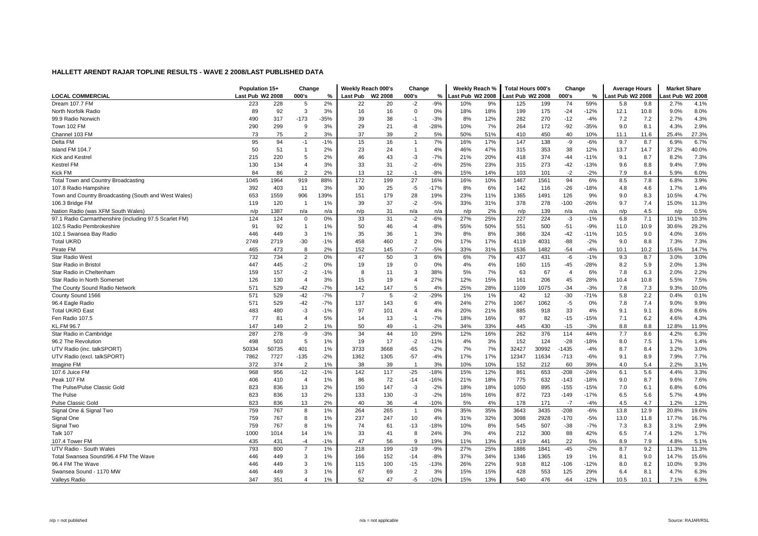**HALLETT ARENDT RAJAR TOPLINE RESULTS - WAVE 2 2008/LAST PUBLISHED DATA**

| LOCAL COMMERCIAL | Population 15+ | | Change | | Weekly Reach 000's | | Change | | Weekly Reach % | | Total Hours 000's | | Change | | Average Hours | | Market Share | |
|---|---|---|---|---|---|---|---|---|---|---|---|---|---|---|---|---|---|---|
| | Last Pub | W2 2008 | 000's | % | Last Pub | W2 2008 | 000's | % | Last Pub | W2 2008 | Last Pub | W2 2008 | 000's | % | Last Pub | W2 2008 | Last Pub | W2 2008 |
| Dream 107.7 FM | 223 | 228 | 5 | 2% | 22 | 20 | -2 | -9% | 10% | 9% | 125 | 199 | 74 | 59% | 5.8 | 9.8 | 2.7% | 4.1% |
| North Norfolk Radio | 89 | 92 | 3 | 3% | 16 | 16 | 0 | 0% | 18% | 18% | 199 | 175 | -24 | -12% | 12.1 | 10.8 | 9.0% | 8.0% |
| 99.9 Radio Norwich | 490 | 317 | -173 | -35% | 39 | 38 | -1 | -3% | 8% | 12% | 282 | 270 | -12 | -4% | 7.2 | 7.2 | 2.7% | 4.3% |
| Town 102 FM | 290 | 299 | 9 | 3% | 29 | 21 | -8 | -28% | 10% | 7% | 264 | 172 | -92 | -35% | 9.0 | 8.1 | 4.3% | 2.9% |
| Channel 103 FM | 73 | 75 | 2 | 3% | 37 | 39 | 2 | 5% | 50% | 51% | 410 | 450 | 40 | 10% | 11.1 | 11.6 | 25.4% | 27.3% |
| Delta FM | 95 | 94 | -1 | -1% | 15 | 16 | 1 | 7% | 16% | 17% | 147 | 138 | -9 | -6% | 9.7 | 8.7 | 6.9% | 6.7% |
| Island FM 104.7 | 50 | 51 | 1 | 2% | 23 | 24 | 1 | 4% | 46% | 47% | 315 | 353 | 38 | 12% | 13.7 | 14.7 | 37.2% | 40.0% |
| Kick and Kestrel | 215 | 220 | 5 | 2% | 46 | 43 | -3 | -7% | 21% | 20% | 418 | 374 | -44 | -11% | 9.1 | 8.7 | 8.2% | 7.3% |
| Kestrel FM | 130 | 134 | 4 | 3% | 33 | 31 | -2 | -6% | 25% | 23% | 315 | 273 | -42 | -13% | 9.6 | 8.8 | 9.4% | 7.9% |
| Kick FM | 84 | 86 | 2 | 2% | 13 | 12 | -1 | -8% | 15% | 14% | 103 | 101 | -2 | -2% | 7.9 | 8.4 | 5.9% | 6.0% |
| Total Town and Country Broadcasting | 1045 | 1964 | 919 | 88% | 172 | 199 | 27 | 16% | 16% | 10% | 1467 | 1561 | 94 | 6% | 8.5 | 7.8 | 6.8% | 3.9% |
| 107.8 Radio Hampshire | 392 | 403 | 11 | 3% | 30 | 25 | -5 | -17% | 8% | 6% | 142 | 116 | -26 | -18% | 4.8 | 4.6 | 1.7% | 1.4% |
| Town and Country Broadcasting (South and West Wales) | 653 | 1559 | 906 | 139% | 151 | 179 | 28 | 19% | 23% | 11% | 1365 | 1491 | 126 | 9% | 9.0 | 8.3 | 10.5% | 4.7% |
| 106.3 Bridge FM | 119 | 120 | 1 | 1% | 39 | 37 | -2 | -5% | 33% | 31% | 378 | 278 | -100 | -26% | 9.7 | 7.4 | 15.0% | 11.3% |
| Nation Radio (was XFM South Wales) | n/p | 1387 | n/a | n/a | n/p | 31 | n/a | n/a | n/p | 2% | n/p | 139 | n/a | n/a | n/p | 4.5 | n/p | 0.5% |
| 97.1 Radio Carmarthenshire (including 97.5 Scarlet FM) | 124 | 124 | 0 | 0% | 33 | 31 | -2 | -6% | 27% | 25% | 227 | 224 | -3 | -1% | 6.8 | 7.1 | 10.1% | 10.3% |
| 102.5 Radio Pembrokeshire | 91 | 92 | 1 | 1% | 50 | 46 | -4 | -8% | 55% | 50% | 551 | 500 | -51 | -9% | 11.0 | 10.9 | 30.6% | 29.2% |
| 102.1 Swansea Bay Radio | 446 | 449 | 3 | 1% | 35 | 36 | 1 | 3% | 8% | 8% | 366 | 324 | -42 | -11% | 10.5 | 9.0 | 4.0% | 3.6% |
| Total UKRD | 2749 | 2719 | -30 | -1% | 458 | 460 | 2 | 0% | 17% | 17% | 4119 | 4031 | -88 | -2% | 9.0 | 8.8 | 7.3% | 7.3% |
| Pirate FM | 465 | 473 | 8 | 2% | 152 | 145 | -7 | -5% | 33% | 31% | 1536 | 1482 | -54 | -4% | 10.1 | 10.2 | 15.6% | 14.7% |
| Star Radio West | 732 | 734 | 2 | 0% | 47 | 50 | 3 | 6% | 6% | 7% | 437 | 431 | -6 | -1% | 9.3 | 8.7 | 3.0% | 3.0% |
| Star Radio in Bristol | 447 | 445 | -2 | 0% | 19 | 19 | 0 | 0% | 4% | 4% | 160 | 115 | -45 | -28% | 8.2 | 5.9 | 2.0% | 1.3% |
| Star Radio in Cheltenham | 159 | 157 | -2 | -1% | 8 | 11 | 3 | 38% | 5% | 7% | 63 | 67 | 4 | 6% | 7.8 | 6.3 | 2.0% | 2.2% |
| Star Radio in North Somerset | 126 | 130 | 4 | 3% | 15 | 19 | 4 | 27% | 12% | 15% | 161 | 206 | 45 | 28% | 10.4 | 10.8 | 5.5% | 7.5% |
| The County Sound Radio Network | 571 | 529 | -42 | -7% | 142 | 147 | 5 | 4% | 25% | 28% | 1109 | 1075 | -34 | -3% | 7.8 | 7.3 | 9.3% | 10.0% |
| County Sound 1566 | 571 | 529 | -42 | -7% | 7 | 5 | -2 | -29% | 1% | 1% | 42 | 12 | -30 | -71% | 5.8 | 2.2 | 0.4% | 0.1% |
| 96.4 Eagle Radio | 571 | 529 | -42 | -7% | 137 | 143 | 6 | 4% | 24% | 27% | 1067 | 1062 | -5 | 0% | 7.8 | 7.4 | 9.0% | 9.9% |
| Total UKRD East | 483 | 480 | -3 | -1% | 97 | 101 | 4 | 4% | 20% | 21% | 885 | 918 | 33 | 4% | 9.1 | 9.1 | 8.0% | 8.6% |
| Fen Radio 107.5 | 77 | 81 | 4 | 5% | 14 | 13 | -1 | -7% | 18% | 16% | 97 | 82 | -15 | -15% | 7.1 | 6.2 | 4.6% | 4.3% |
| KL.FM 96.7 | 147 | 149 | 2 | 1% | 50 | 49 | -1 | -2% | 34% | 33% | 445 | 430 | -15 | -3% | 8.8 | 8.8 | 12.8% | 11.9% |
| Star Radio in Cambridge | 287 | 278 | -9 | -3% | 34 | 44 | 10 | 29% | 12% | 16% | 262 | 376 | 114 | 44% | 7.7 | 8.6 | 4.2% | 6.3% |
| 96.2 The Revolution | 498 | 503 | 5 | 1% | 19 | 17 | -2 | -11% | 4% | 3% | 152 | 124 | -28 | -18% | 8.0 | 7.5 | 1.7% | 1.4% |
| UTV Radio (inc. talkSPORT) | 50334 | 50735 | 401 | 1% | 3733 | 3668 | -65 | -2% | 7% | 7% | 32427 | 30992 | -1435 | -4% | 8.7 | 8.4 | 3.2% | 3.0% |
| UTV Radio (excl. talkSPORT) | 7862 | 7727 | -135 | -2% | 1362 | 1305 | -57 | -4% | 17% | 17% | 12347 | 11634 | -713 | -6% | 9.1 | 8.9 | 7.9% | 7.7% |
| Imagine FM | 372 | 374 | 2 | 1% | 38 | 39 | 1 | 3% | 10% | 10% | 152 | 212 | 60 | 39% | 4.0 | 5.4 | 2.2% | 3.1% |
| 107.6 Juice FM | 968 | 956 | -12 | -1% | 142 | 117 | -25 | -18% | 15% | 12% | 861 | 653 | -208 | -24% | 6.1 | 5.6 | 4.4% | 3.3% |
| Peak 107 FM | 406 | 410 | 4 | 1% | 86 | 72 | -14 | -16% | 21% | 18% | 775 | 632 | -143 | -18% | 9.0 | 8.7 | 9.6% | 7.6% |
| The Pulse/Pulse Classic Gold | 823 | 836 | 13 | 2% | 150 | 147 | -3 | -2% | 18% | 18% | 1050 | 895 | -155 | -15% | 7.0 | 6.1 | 6.8% | 6.0% |
| The Pulse | 823 | 836 | 13 | 2% | 133 | 130 | -3 | -2% | 16% | 16% | 872 | 723 | -149 | -17% | 6.5 | 5.6 | 5.7% | 4.9% |
| Pulse Classic Gold | 823 | 836 | 13 | 2% | 40 | 36 | -4 | -10% | 5% | 4% | 178 | 171 | -7 | -4% | 4.5 | 4.7 | 1.2% | 1.2% |
| Signal One & Signal Two | 759 | 767 | 8 | 1% | 264 | 265 | 1 | 0% | 35% | 35% | 3643 | 3435 | -208 | -6% | 13.8 | 12.9 | 20.8% | 19.6% |
| Signal One | 759 | 767 | 8 | 1% | 237 | 247 | 10 | 4% | 31% | 32% | 3098 | 2928 | -170 | -5% | 13.0 | 11.8 | 17.7% | 16.7% |
| Signal Two | 759 | 767 | 8 | 1% | 74 | 61 | -13 | -18% | 10% | 8% | 545 | 507 | -38 | -7% | 7.3 | 8.3 | 3.1% | 2.9% |
| Talk 107 | 1000 | 1014 | 14 | 1% | 33 | 41 | 8 | 24% | 3% | 4% | 212 | 300 | 88 | 42% | 6.5 | 7.4 | 1.2% | 1.7% |
| 107.4 Tower FM | 435 | 431 | -4 | -1% | 47 | 56 | 9 | 19% | 11% | 13% | 419 | 441 | 22 | 5% | 8.9 | 7.9 | 4.8% | 5.1% |
| UTV Radio - South Wales | 793 | 800 | 7 | 1% | 218 | 199 | -19 | -9% | 27% | 25% | 1886 | 1841 | -45 | -2% | 8.7 | 9.2 | 11.3% | 11.3% |
| Total Swansea Sound/96.4 FM The Wave | 446 | 449 | 3 | 1% | 166 | 152 | -14 | -8% | 37% | 34% | 1346 | 1365 | 19 | 1% | 8.1 | 9.0 | 14.7% | 15.6% |
| 96.4 FM The Wave | 446 | 449 | 3 | 1% | 115 | 100 | -15 | -13% | 26% | 22% | 918 | 812 | -106 | -12% | 8.0 | 8.2 | 10.0% | 9.3% |
| Swansea Sound - 1170 MW | 446 | 449 | 3 | 1% | 67 | 69 | 2 | 3% | 15% | 15% | 428 | 553 | 125 | 29% | 6.4 | 8.1 | 4.7% | 6.3% |
| Valleys Radio | 347 | 351 | 4 | 1% | 52 | 47 | -5 | -10% | 15% | 13% | 540 | 476 | -64 | -12% | 10.5 | 10.1 | 7.1% | 6.3% |

n/p = not published n/a = not applicable Source: RAJAR/RSL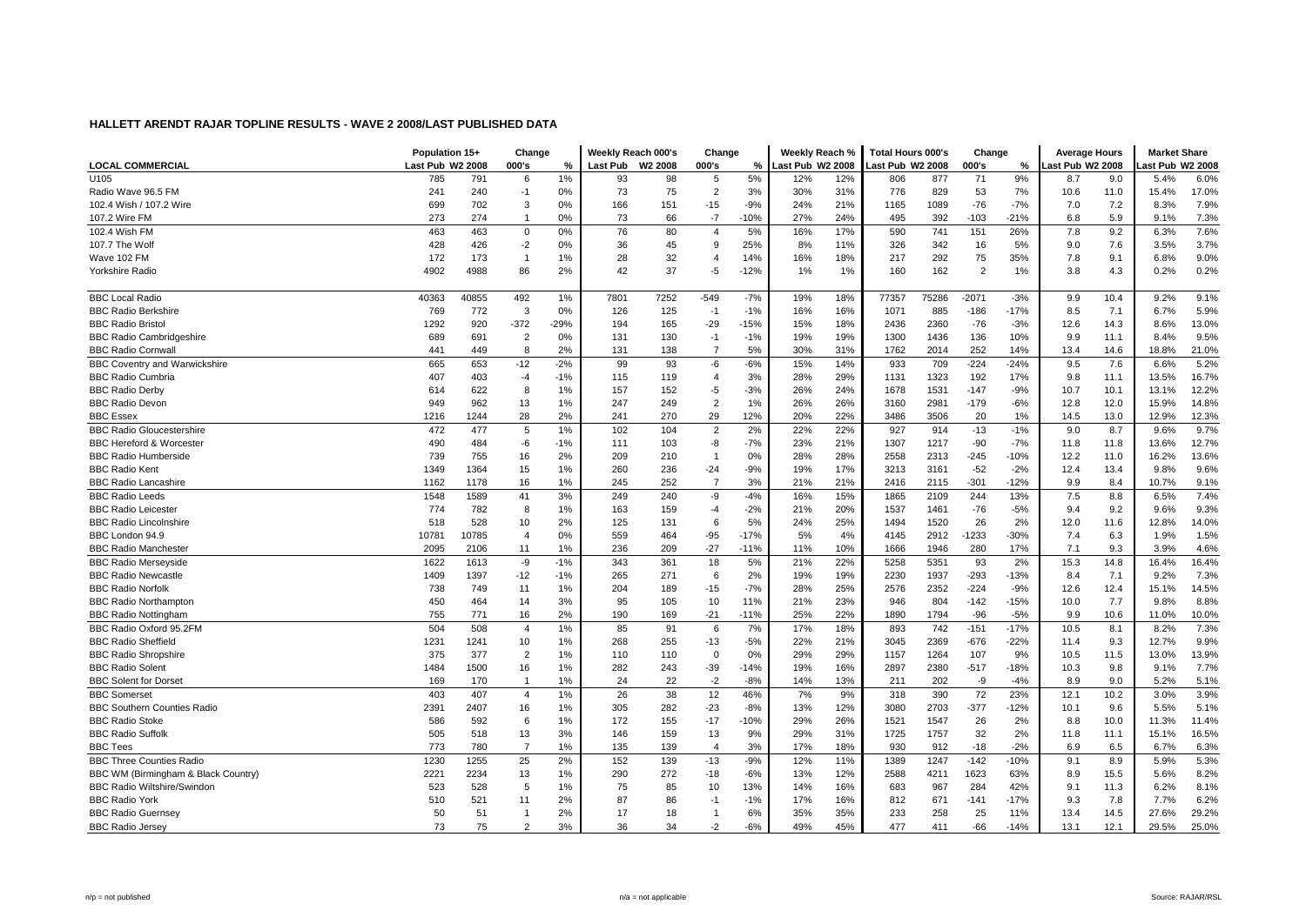**HALLETT ARENDT RAJAR TOPLINE RESULTS - WAVE 2 2008/LAST PUBLISHED DATA**

| LOCAL COMMERCIAL | Population 15+ | | Change | | Weekly Reach 000's | | Change | | Weekly Reach % | | Total Hours 000's | | Change | | Average Hours | | Market Share | |
|---|---|---|---|---|---|---|---|---|---|---|---|---|---|---|---|---|---|---|
| | Last Pub | W2 2008 | 000's | % | Last Pub | W2 2008 | 000's | % | Last Pub | W2 2008 | Last Pub | W2 2008 | 000's | % | Last Pub | W2 2008 | Last Pub | W2 2008 |
| U105 | 785 | 791 | 6 | 1% | 93 | 98 | 5 | 5% | 12% | 12% | 806 | 877 | 71 | 9% | 8.7 | 9.0 | 5.4% | 6.0% |
| Radio Wave 96.5 FM | 241 | 240 | -1 | 0% | 73 | 75 | 2 | 3% | 30% | 31% | 776 | 829 | 53 | 7% | 10.6 | 11.0 | 15.4% | 17.0% |
| 102.4 Wish / 107.2 Wire | 699 | 702 | 3 | 0% | 166 | 151 | -15 | -9% | 24% | 21% | 1165 | 1089 | -76 | -7% | 7.0 | 7.2 | 8.3% | 7.9% |
| 107.2 Wire FM | 273 | 274 | 1 | 0% | 73 | 66 | -7 | -10% | 27% | 24% | 495 | 392 | -103 | -21% | 6.8 | 5.9 | 9.1% | 7.3% |
| 102.4 Wish FM | 463 | 463 | 0 | 0% | 76 | 80 | 4 | 5% | 16% | 17% | 590 | 741 | 151 | 26% | 7.8 | 9.2 | 6.3% | 7.6% |
| 107.7 The Wolf | 428 | 426 | -2 | 0% | 36 | 45 | 9 | 25% | 8% | 11% | 326 | 342 | 16 | 5% | 9.0 | 7.6 | 3.5% | 3.7% |
| Wave 102 FM | 172 | 173 | 1 | 1% | 28 | 32 | 4 | 14% | 16% | 18% | 217 | 292 | 75 | 35% | 7.8 | 9.1 | 6.8% | 9.0% |
| Yorkshire Radio | 4902 | 4988 | 86 | 2% | 42 | 37 | -5 | -12% | 1% | 1% | 160 | 162 | 2 | 1% | 3.8 | 4.3 | 0.2% | 0.2% |
| | | | | | | | | | | | | | | | | | | |
| BBC Local Radio | 40363 | 40855 | 492 | 1% | 7801 | 7252 | -549 | -7% | 19% | 18% | 77357 | 75286 | -2071 | -3% | 9.9 | 10.4 | 9.2% | 9.1% |
| BBC Radio Berkshire | 769 | 772 | 3 | 0% | 126 | 125 | -1 | -1% | 16% | 16% | 1071 | 885 | -186 | -17% | 8.5 | 7.1 | 6.7% | 5.9% |
| BBC Radio Bristol | 1292 | 920 | -372 | -29% | 194 | 165 | -29 | -15% | 15% | 18% | 2436 | 2360 | -76 | -3% | 12.6 | 14.3 | 8.6% | 13.0% |
| BBC Radio Cambridgeshire | 689 | 691 | 2 | 0% | 131 | 130 | -1 | -1% | 19% | 19% | 1300 | 1436 | 136 | 10% | 9.9 | 11.1 | 8.4% | 9.5% |
| BBC Radio Cornwall | 441 | 449 | 8 | 2% | 131 | 138 | 7 | 5% | 30% | 31% | 1762 | 2014 | 252 | 14% | 13.4 | 14.6 | 18.8% | 21.0% |
| BBC Coventry and Warwickshire | 665 | 653 | -12 | -2% | 99 | 93 | -6 | -6% | 15% | 14% | 933 | 709 | -224 | -24% | 9.5 | 7.6 | 6.6% | 5.2% |
| BBC Radio Cumbria | 407 | 403 | -4 | -1% | 115 | 119 | 4 | 3% | 28% | 29% | 1131 | 1323 | 192 | 17% | 9.8 | 11.1 | 13.5% | 16.7% |
| BBC Radio Derby | 614 | 622 | 8 | 1% | 157 | 152 | -5 | -3% | 26% | 24% | 1678 | 1531 | -147 | -9% | 10.7 | 10.1 | 13.1% | 12.2% |
| BBC Radio Devon | 949 | 962 | 13 | 1% | 247 | 249 | 2 | 1% | 26% | 26% | 3160 | 2981 | -179 | -6% | 12.8 | 12.0 | 15.9% | 14.8% |
| BBC Essex | 1216 | 1244 | 28 | 2% | 241 | 270 | 29 | 12% | 20% | 22% | 3486 | 3506 | 20 | 1% | 14.5 | 13.0 | 12.9% | 12.3% |
| BBC Radio Gloucestershire | 472 | 477 | 5 | 1% | 102 | 104 | 2 | 2% | 22% | 22% | 927 | 914 | -13 | -1% | 9.0 | 8.7 | 9.6% | 9.7% |
| BBC Hereford & Worcester | 490 | 484 | -6 | -1% | 111 | 103 | -8 | -7% | 23% | 21% | 1307 | 1217 | -90 | -7% | 11.8 | 11.8 | 13.6% | 12.7% |
| BBC Radio Humberside | 739 | 755 | 16 | 2% | 209 | 210 | 1 | 0% | 28% | 28% | 2558 | 2313 | -245 | -10% | 12.2 | 11.0 | 16.2% | 13.6% |
| BBC Radio Kent | 1349 | 1364 | 15 | 1% | 260 | 236 | -24 | -9% | 19% | 17% | 3213 | 3161 | -52 | -2% | 12.4 | 13.4 | 9.8% | 9.6% |
| BBC Radio Lancashire | 1162 | 1178 | 16 | 1% | 245 | 252 | 7 | 3% | 21% | 21% | 2416 | 2115 | -301 | -12% | 9.9 | 8.4 | 10.7% | 9.1% |
| BBC Radio Leeds | 1548 | 1589 | 41 | 3% | 249 | 240 | -9 | -4% | 16% | 15% | 1865 | 2109 | 244 | 13% | 7.5 | 8.8 | 6.5% | 7.4% |
| BBC Radio Leicester | 774 | 782 | 8 | 1% | 163 | 159 | -4 | -2% | 21% | 20% | 1537 | 1461 | -76 | -5% | 9.4 | 9.2 | 9.6% | 9.3% |
| BBC Radio Lincolnshire | 518 | 528 | 10 | 2% | 125 | 131 | 6 | 5% | 24% | 25% | 1494 | 1520 | 26 | 2% | 12.0 | 11.6 | 12.8% | 14.0% |
| BBC London 94.9 | 10781 | 10785 | 4 | 0% | 559 | 464 | -95 | -17% | 5% | 4% | 4145 | 2912 | -1233 | -30% | 7.4 | 6.3 | 1.9% | 1.5% |
| BBC Radio Manchester | 2095 | 2106 | 11 | 1% | 236 | 209 | -27 | -11% | 11% | 10% | 1666 | 1946 | 280 | 17% | 7.1 | 9.3 | 3.9% | 4.6% |
| BBC Radio Merseyside | 1622 | 1613 | -9 | -1% | 343 | 361 | 18 | 5% | 21% | 22% | 5258 | 5351 | 93 | 2% | 15.3 | 14.8 | 16.4% | 16.4% |
| BBC Radio Newcastle | 1409 | 1397 | -12 | -1% | 265 | 271 | 6 | 2% | 19% | 19% | 2230 | 1937 | -293 | -13% | 8.4 | 7.1 | 9.2% | 7.3% |
| BBC Radio Norfolk | 738 | 749 | 11 | 1% | 204 | 189 | -15 | -7% | 28% | 25% | 2576 | 2352 | -224 | -9% | 12.6 | 12.4 | 15.1% | 14.5% |
| BBC Radio Northampton | 450 | 464 | 14 | 3% | 95 | 105 | 10 | 11% | 21% | 23% | 946 | 804 | -142 | -15% | 10.0 | 7.7 | 9.8% | 8.8% |
| BBC Radio Nottingham | 755 | 771 | 16 | 2% | 190 | 169 | -21 | -11% | 25% | 22% | 1890 | 1794 | -96 | -5% | 9.9 | 10.6 | 11.0% | 10.0% |
| BBC Radio Oxford 95.2FM | 504 | 508 | 4 | 1% | 85 | 91 | 6 | 7% | 17% | 18% | 893 | 742 | -151 | -17% | 10.5 | 8.1 | 8.2% | 7.3% |
| BBC Radio Sheffield | 1231 | 1241 | 10 | 1% | 268 | 255 | -13 | -5% | 22% | 21% | 3045 | 2369 | -676 | -22% | 11.4 | 9.3 | 12.7% | 9.9% |
| BBC Radio Shropshire | 375 | 377 | 2 | 1% | 110 | 110 | 0 | 0% | 29% | 29% | 1157 | 1264 | 107 | 9% | 10.5 | 11.5 | 13.0% | 13.9% |
| BBC Radio Solent | 1484 | 1500 | 16 | 1% | 282 | 243 | -39 | -14% | 19% | 16% | 2897 | 2380 | -517 | -18% | 10.3 | 9.8 | 9.1% | 7.7% |
| BBC Solent for Dorset | 169 | 170 | 1 | 1% | 24 | 22 | -2 | -8% | 14% | 13% | 211 | 202 | -9 | -4% | 8.9 | 9.0 | 5.2% | 5.1% |
| BBC Somerset | 403 | 407 | 4 | 1% | 26 | 38 | 12 | 46% | 7% | 9% | 318 | 390 | 72 | 23% | 12.1 | 10.2 | 3.0% | 3.9% |
| BBC Southern Counties Radio | 2391 | 2407 | 16 | 1% | 305 | 282 | -23 | -8% | 13% | 12% | 3080 | 2703 | -377 | -12% | 10.1 | 9.6 | 5.5% | 5.1% |
| BBC Radio Stoke | 586 | 592 | 6 | 1% | 172 | 155 | -17 | -10% | 29% | 26% | 1521 | 1547 | 26 | 2% | 8.8 | 10.0 | 11.3% | 11.4% |
| BBC Radio Suffolk | 505 | 518 | 13 | 3% | 146 | 159 | 13 | 9% | 29% | 31% | 1725 | 1757 | 32 | 2% | 11.8 | 11.1 | 15.1% | 16.5% |
| BBC Tees | 773 | 780 | 7 | 1% | 135 | 139 | 4 | 3% | 17% | 18% | 930 | 912 | -18 | -2% | 6.9 | 6.5 | 6.7% | 6.3% |
| BBC Three Counties Radio | 1230 | 1255 | 25 | 2% | 152 | 139 | -13 | -9% | 12% | 11% | 1389 | 1247 | -142 | -10% | 9.1 | 8.9 | 5.9% | 5.3% |
| BBC WM (Birmingham & Black Country) | 2221 | 2234 | 13 | 1% | 290 | 272 | -18 | -6% | 13% | 12% | 2588 | 4211 | 1623 | 63% | 8.9 | 15.5 | 5.6% | 8.2% |
| BBC Radio Wiltshire/Swindon | 523 | 528 | 5 | 1% | 75 | 85 | 10 | 13% | 14% | 16% | 683 | 967 | 284 | 42% | 9.1 | 11.3 | 6.2% | 8.1% |
| BBC Radio York | 510 | 521 | 11 | 2% | 87 | 86 | -1 | -1% | 17% | 16% | 812 | 671 | -141 | -17% | 9.3 | 7.8 | 7.7% | 6.2% |
| BBC Radio Guernsey | 50 | 51 | 1 | 2% | 17 | 18 | 1 | 6% | 35% | 35% | 233 | 258 | 25 | 11% | 13.4 | 14.5 | 27.6% | 29.2% |
| BBC Radio Jersey | 73 | 75 | 2 | 3% | 36 | 34 | -2 | -6% | 49% | 45% | 477 | 411 | -66 | -14% | 13.1 | 12.1 | 29.5% | 25.0% |

n/p = not published &nbsp;&nbsp;&nbsp;&nbsp; n/a = not applicable &nbsp;&nbsp;&nbsp;&nbsp; Source: RAJAR/RSL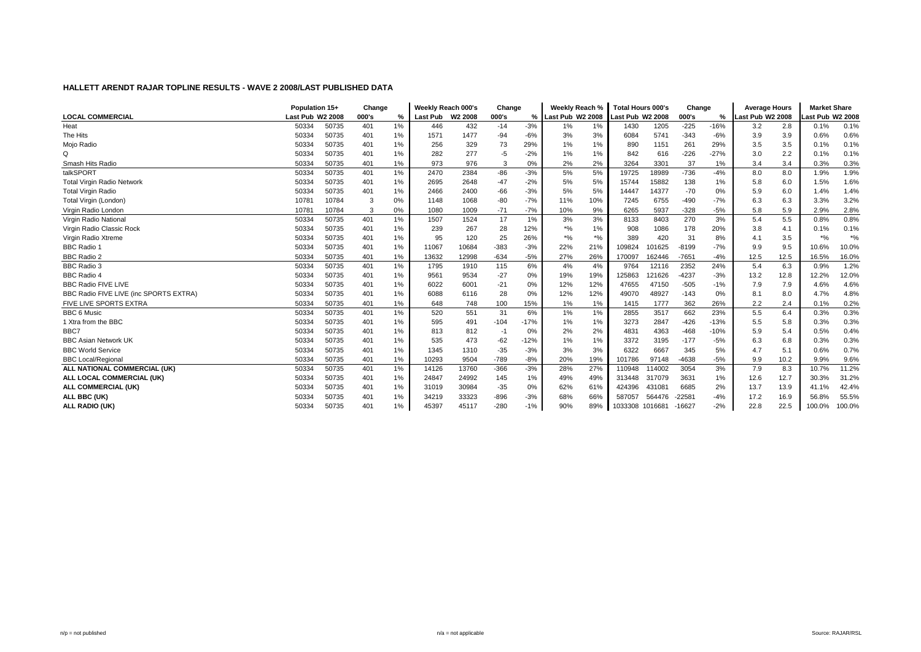**HALLETT ARENDT RAJAR TOPLINE RESULTS - WAVE 2 2008/LAST PUBLISHED DATA**

| LOCAL COMMERCIAL | Population 15+ | | Change | | Weekly Reach 000's | | Change | | Weekly Reach % | | Total Hours 000's | | Change | | Average Hours | | Market Share | |
|---|---|---|---|---|---|---|---|---|---|---|---|---|---|---|---|---|---|---|
| | Last Pub | W2 2008 | 000's | % | Last Pub | W2 2008 | 000's | % | Last Pub | W2 2008 | Last Pub | W2 2008 | 000's | % | Last Pub | W2 2008 | Last Pub | W2 2008 |
| Heat | 50334 | 50735 | 401 | 1% | 446 | 432 | -14 | -3% | 1% | 1% | 1430 | 1205 | -225 | -16% | 3.2 | 2.8 | 0.1% | 0.1% |
| The Hits | 50334 | 50735 | 401 | 1% | 1571 | 1477 | -94 | -6% | 3% | 3% | 6084 | 5741 | -343 | -6% | 3.9 | 3.9 | 0.6% | 0.6% |
| Mojo Radio | 50334 | 50735 | 401 | 1% | 256 | 329 | 73 | 29% | 1% | 1% | 890 | 1151 | 261 | 29% | 3.5 | 3.5 | 0.1% | 0.1% |
| Q | 50334 | 50735 | 401 | 1% | 282 | 277 | -5 | -2% | 1% | 1% | 842 | 616 | -226 | -27% | 3.0 | 2.2 | 0.1% | 0.1% |
| Smash Hits Radio | 50334 | 50735 | 401 | 1% | 973 | 976 | 3 | 0% | 2% | 2% | 3264 | 3301 | 37 | 1% | 3.4 | 3.4 | 0.3% | 0.3% |
| talkSPORT | 50334 | 50735 | 401 | 1% | 2470 | 2384 | -86 | -3% | 5% | 5% | 19725 | 18989 | -736 | -4% | 8.0 | 8.0 | 1.9% | 1.9% |
| Total Virgin Radio Network | 50334 | 50735 | 401 | 1% | 2695 | 2648 | -47 | -2% | 5% | 5% | 15744 | 15882 | 138 | 1% | 5.8 | 6.0 | 1.5% | 1.6% |
| Total Virgin Radio | 50334 | 50735 | 401 | 1% | 2466 | 2400 | -66 | -3% | 5% | 5% | 14447 | 14377 | -70 | 0% | 5.9 | 6.0 | 1.4% | 1.4% |
| Total Virgin (London) | 10781 | 10784 | 3 | 0% | 1148 | 1068 | -80 | -7% | 11% | 10% | 7245 | 6755 | -490 | -7% | 6.3 | 6.3 | 3.3% | 3.2% |
| Virgin Radio London | 10781 | 10784 | 3 | 0% | 1080 | 1009 | -71 | -7% | 10% | 9% | 6265 | 5937 | -328 | -5% | 5.8 | 5.9 | 2.9% | 2.8% |
| Virgin Radio National | 50334 | 50735 | 401 | 1% | 1507 | 1524 | 17 | 1% | 3% | 3% | 8133 | 8403 | 270 | 3% | 5.4 | 5.5 | 0.8% | 0.8% |
| Virgin Radio Classic Rock | 50334 | 50735 | 401 | 1% | 239 | 267 | 28 | 12% | *% | 1% | 908 | 1086 | 178 | 20% | 3.8 | 4.1 | 0.1% | 0.1% |
| Virgin Radio Xtreme | 50334 | 50735 | 401 | 1% | 95 | 120 | 25 | 26% | *% | *% | 389 | 420 | 31 | 8% | 4.1 | 3.5 | *% | *% |
| BBC Radio 1 | 50334 | 50735 | 401 | 1% | 11067 | 10684 | -383 | -3% | 22% | 21% | 109824 | 101625 | -8199 | -7% | 9.9 | 9.5 | 10.6% | 10.0% |
| BBC Radio 2 | 50334 | 50735 | 401 | 1% | 13632 | 12998 | -634 | -5% | 27% | 26% | 170097 | 162446 | -7651 | -4% | 12.5 | 12.5 | 16.5% | 16.0% |
| BBC Radio 3 | 50334 | 50735 | 401 | 1% | 1795 | 1910 | 115 | 6% | 4% | 4% | 9764 | 12116 | 2352 | 24% | 5.4 | 6.3 | 0.9% | 1.2% |
| BBC Radio 4 | 50334 | 50735 | 401 | 1% | 9561 | 9534 | -27 | 0% | 19% | 19% | 125863 | 121626 | -4237 | -3% | 13.2 | 12.8 | 12.2% | 12.0% |
| BBC Radio FIVE LIVE | 50334 | 50735 | 401 | 1% | 6022 | 6001 | -21 | 0% | 12% | 12% | 47655 | 47150 | -505 | -1% | 7.9 | 7.9 | 4.6% | 4.6% |
| BBC Radio FIVE LIVE (inc SPORTS EXTRA) | 50334 | 50735 | 401 | 1% | 6088 | 6116 | 28 | 0% | 12% | 12% | 49070 | 48927 | -143 | 0% | 8.1 | 8.0 | 4.7% | 4.8% |
| FIVE LIVE SPORTS EXTRA | 50334 | 50735 | 401 | 1% | 648 | 748 | 100 | 15% | 1% | 1% | 1415 | 1777 | 362 | 26% | 2.2 | 2.4 | 0.1% | 0.2% |
| BBC 6 Music | 50334 | 50735 | 401 | 1% | 520 | 551 | 31 | 6% | 1% | 1% | 2855 | 3517 | 662 | 23% | 5.5 | 6.4 | 0.3% | 0.3% |
| 1 Xtra from the BBC | 50334 | 50735 | 401 | 1% | 595 | 491 | -104 | -17% | 1% | 1% | 3273 | 2847 | -426 | -13% | 5.5 | 5.8 | 0.3% | 0.3% |
| BBC7 | 50334 | 50735 | 401 | 1% | 813 | 812 | -1 | 0% | 2% | 2% | 4831 | 4363 | -468 | -10% | 5.9 | 5.4 | 0.5% | 0.4% |
| BBC Asian Network UK | 50334 | 50735 | 401 | 1% | 535 | 473 | -62 | -12% | 1% | 1% | 3372 | 3195 | -177 | -5% | 6.3 | 6.8 | 0.3% | 0.3% |
| BBC World Service | 50334 | 50735 | 401 | 1% | 1345 | 1310 | -35 | -3% | 3% | 3% | 6322 | 6667 | 345 | 5% | 4.7 | 5.1 | 0.6% | 0.7% |
| BBC Local/Regional | 50334 | 50735 | 401 | 1% | 10293 | 9504 | -789 | -8% | 20% | 19% | 101786 | 97148 | -4638 | -5% | 9.9 | 10.2 | 9.9% | 9.6% |
| **ALL NATIONAL COMMERCIAL (UK)** | 50334 | 50735 | 401 | 1% | 14126 | 13760 | -366 | -3% | 28% | 27% | 110948 | 114002 | 3054 | 3% | 7.9 | 8.3 | 10.7% | 11.2% |
| **ALL LOCAL COMMERCIAL (UK)** | 50334 | 50735 | 401 | 1% | 24847 | 24992 | 145 | 1% | 49% | 49% | 313448 | 317079 | 3631 | 1% | 12.6 | 12.7 | 30.3% | 31.2% |
| **ALL COMMERCIAL (UK)** | 50334 | 50735 | 401 | 1% | 31019 | 30984 | -35 | 0% | 62% | 61% | 424396 | 431081 | 6685 | 2% | 13.7 | 13.9 | 41.1% | 42.4% |
| **ALL BBC (UK)** | 50334 | 50735 | 401 | 1% | 34219 | 33323 | -896 | -3% | 68% | 66% | 587057 | 564476 | -22581 | -4% | 17.2 | 16.9 | 56.8% | 55.5% |
| **ALL RADIO (UK)** | 50334 | 50735 | 401 | 1% | 45397 | 45117 | -280 | -1% | 90% | 89% | 1033308 | 1016681 | -16627 | -2% | 22.8 | 22.5 | 100.0% | 100.0% |

n/p = not published

n/a = not applicable

Source: RAJAR/RSL